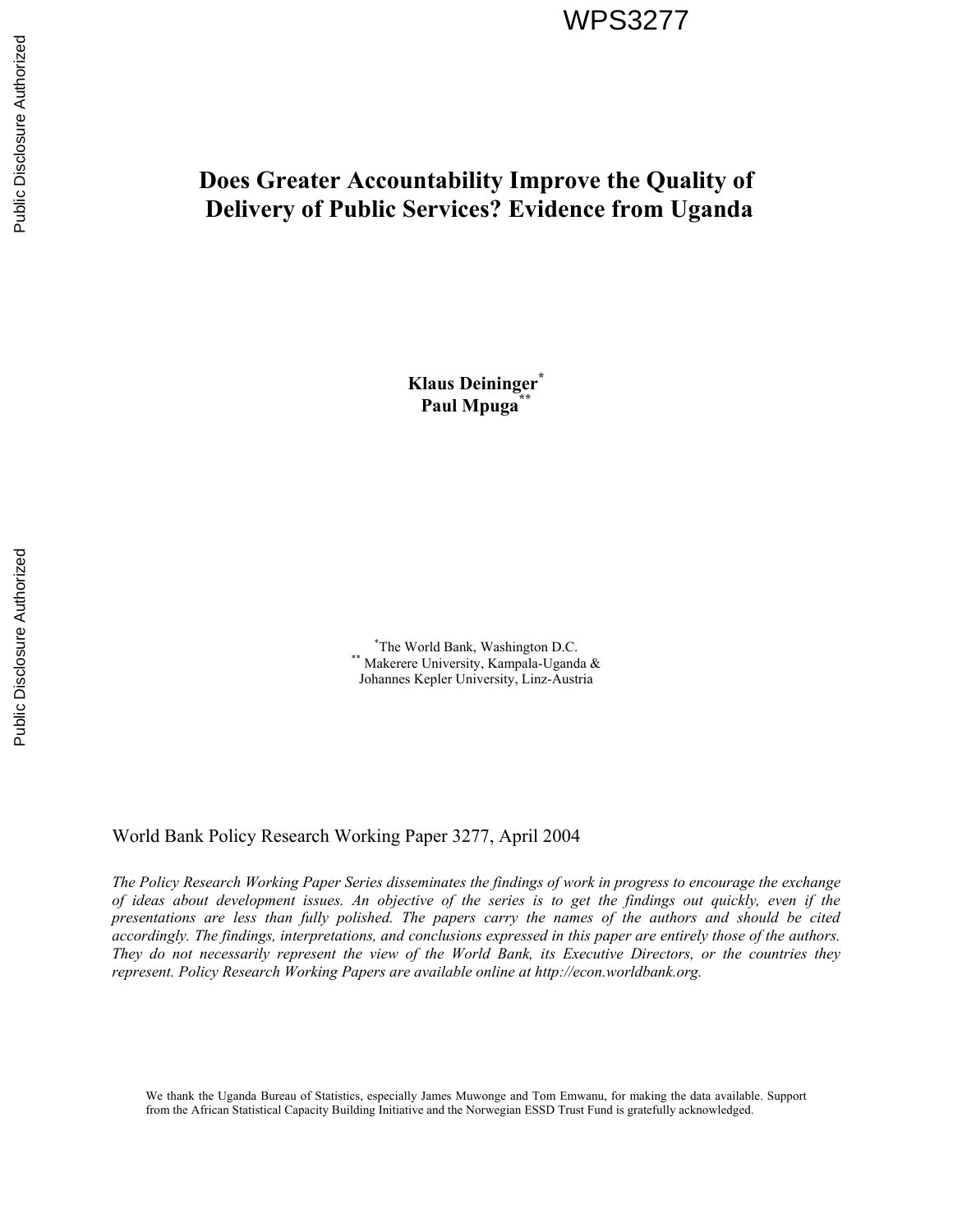WPS3277

# Does Greater Accountability Improve the Quality of Delivery of Public Services? Evidence from Uganda

**Klaus Deininger**[*]
**Paul Mpuga**[**]

[*]The World Bank, Washington D.C.
[**] Makerere University, Kampala-Uganda &
Johannes Kepler University, Linz-Austria

World Bank Policy Research Working Paper 3277, April 2004

*The Policy Research Working Paper Series disseminates the findings of work in progress to encourage the exchange of ideas about development issues. An objective of the series is to get the findings out quickly, even if the presentations are less than fully polished. The papers carry the names of the authors and should be cited accordingly. The findings, interpretations, and conclusions expressed in this paper are entirely those of the authors. They do not necessarily represent the view of the World Bank, its Executive Directors, or the countries they represent. Policy Research Working Papers are available online at http://econ.worldbank.org.*

We thank the Uganda Bureau of Statistics, especially James Muwonge and Tom Emwanu, for making the data available. Support from the African Statistical Capacity Building Initiative and the Norwegian ESSD Trust Fund is gratefully acknowledged.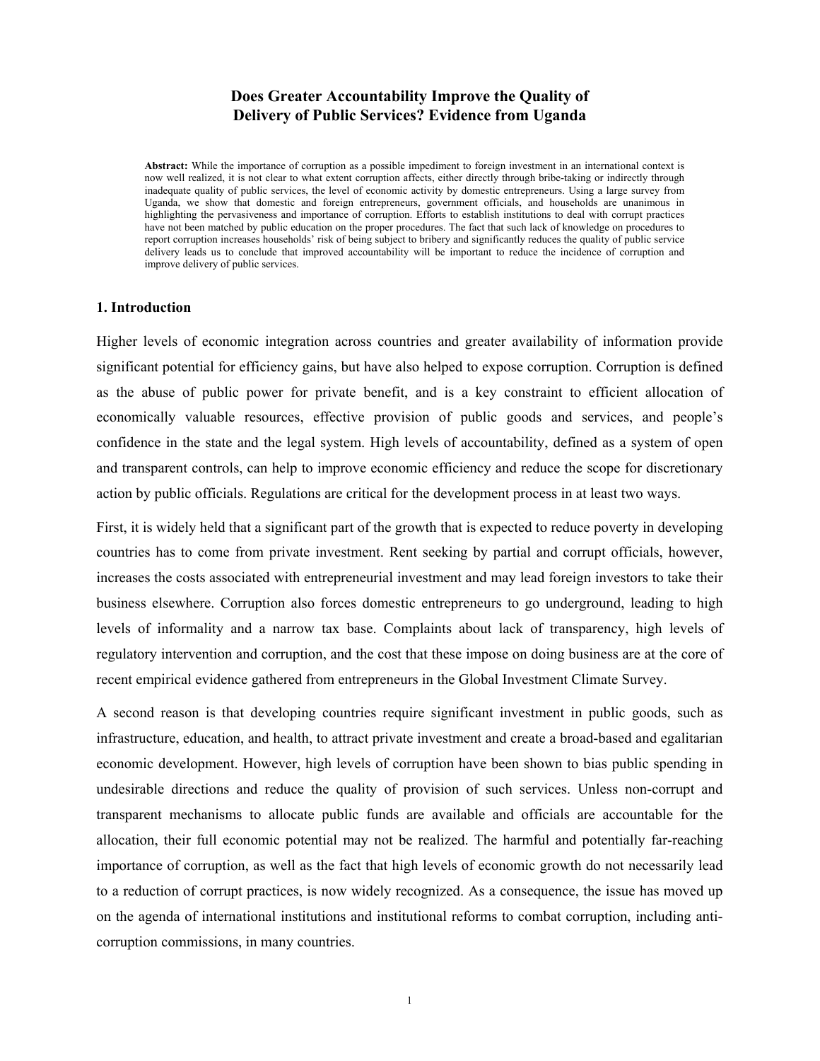# Does Greater Accountability Improve the Quality of Delivery of Public Services? Evidence from Uganda

**Abstract:** While the importance of corruption as a possible impediment to foreign investment in an international context is now well realized, it is not clear to what extent corruption affects, either directly through bribe-taking or indirectly through inadequate quality of public services, the level of economic activity by domestic entrepreneurs. Using a large survey from Uganda, we show that domestic and foreign entrepreneurs, government officials, and households are unanimous in highlighting the pervasiveness and importance of corruption. Efforts to establish institutions to deal with corrupt practices have not been matched by public education on the proper procedures. The fact that such lack of knowledge on procedures to report corruption increases households' risk of being subject to bribery and significantly reduces the quality of public service delivery leads us to conclude that improved accountability will be important to reduce the incidence of corruption and improve delivery of public services.

## 1. Introduction

Higher levels of economic integration across countries and greater availability of information provide significant potential for efficiency gains, but have also helped to expose corruption. Corruption is defined as the abuse of public power for private benefit, and is a key constraint to efficient allocation of economically valuable resources, effective provision of public goods and services, and people's confidence in the state and the legal system. High levels of accountability, defined as a system of open and transparent controls, can help to improve economic efficiency and reduce the scope for discretionary action by public officials. Regulations are critical for the development process in at least two ways.

First, it is widely held that a significant part of the growth that is expected to reduce poverty in developing countries has to come from private investment. Rent seeking by partial and corrupt officials, however, increases the costs associated with entrepreneurial investment and may lead foreign investors to take their business elsewhere. Corruption also forces domestic entrepreneurs to go underground, leading to high levels of informality and a narrow tax base. Complaints about lack of transparency, high levels of regulatory intervention and corruption, and the cost that these impose on doing business are at the core of recent empirical evidence gathered from entrepreneurs in the Global Investment Climate Survey.

A second reason is that developing countries require significant investment in public goods, such as infrastructure, education, and health, to attract private investment and create a broad-based and egalitarian economic development. However, high levels of corruption have been shown to bias public spending in undesirable directions and reduce the quality of provision of such services. Unless non-corrupt and transparent mechanisms to allocate public funds are available and officials are accountable for the allocation, their full economic potential may not be realized. The harmful and potentially far-reaching importance of corruption, as well as the fact that high levels of economic growth do not necessarily lead to a reduction of corrupt practices, is now widely recognized. As a consequence, the issue has moved up on the agenda of international institutions and institutional reforms to combat corruption, including anti-corruption commissions, in many countries.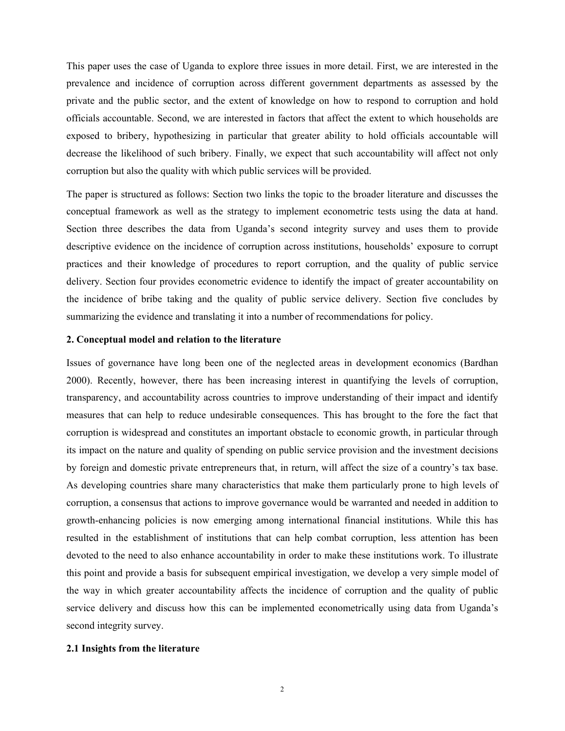This paper uses the case of Uganda to explore three issues in more detail. First, we are interested in the prevalence and incidence of corruption across different government departments as assessed by the private and the public sector, and the extent of knowledge on how to respond to corruption and hold officials accountable. Second, we are interested in factors that affect the extent to which households are exposed to bribery, hypothesizing in particular that greater ability to hold officials accountable will decrease the likelihood of such bribery. Finally, we expect that such accountability will affect not only corruption but also the quality with which public services will be provided.

The paper is structured as follows: Section two links the topic to the broader literature and discusses the conceptual framework as well as the strategy to implement econometric tests using the data at hand. Section three describes the data from Uganda's second integrity survey and uses them to provide descriptive evidence on the incidence of corruption across institutions, households' exposure to corrupt practices and their knowledge of procedures to report corruption, and the quality of public service delivery. Section four provides econometric evidence to identify the impact of greater accountability on the incidence of bribe taking and the quality of public service delivery. Section five concludes by summarizing the evidence and translating it into a number of recommendations for policy.

## 2. Conceptual model and relation to the literature

Issues of governance have long been one of the neglected areas in development economics (Bardhan 2000). Recently, however, there has been increasing interest in quantifying the levels of corruption, transparency, and accountability across countries to improve understanding of their impact and identify measures that can help to reduce undesirable consequences. This has brought to the fore the fact that corruption is widespread and constitutes an important obstacle to economic growth, in particular through its impact on the nature and quality of spending on public service provision and the investment decisions by foreign and domestic private entrepreneurs that, in return, will affect the size of a country's tax base. As developing countries share many characteristics that make them particularly prone to high levels of corruption, a consensus that actions to improve governance would be warranted and needed in addition to growth-enhancing policies is now emerging among international financial institutions. While this has resulted in the establishment of institutions that can help combat corruption, less attention has been devoted to the need to also enhance accountability in order to make these institutions work. To illustrate this point and provide a basis for subsequent empirical investigation, we develop a very simple model of the way in which greater accountability affects the incidence of corruption and the quality of public service delivery and discuss how this can be implemented econometrically using data from Uganda's second integrity survey.

### 2.1 Insights from the literature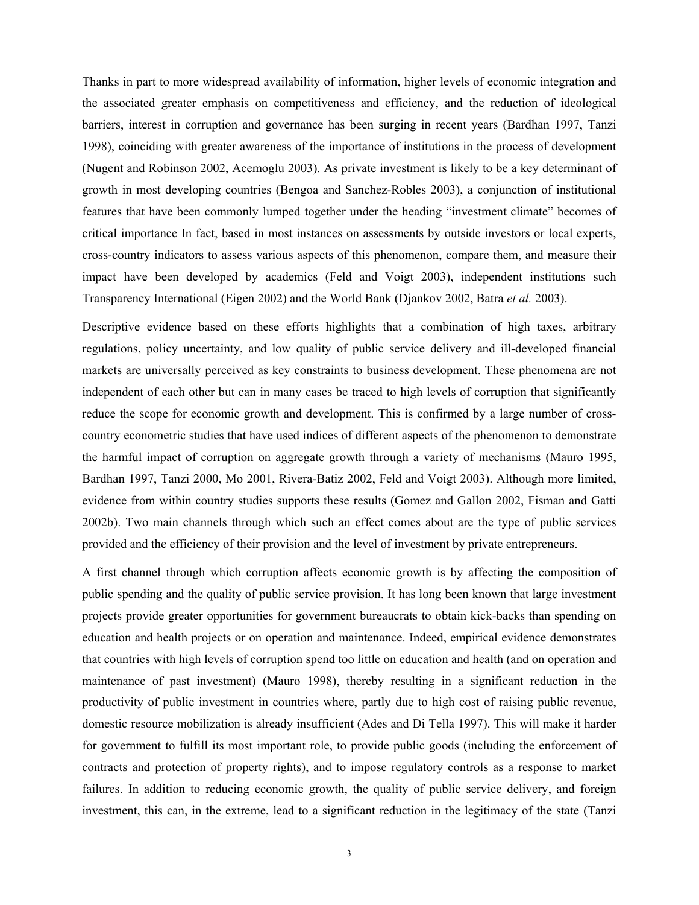Thanks in part to more widespread availability of information, higher levels of economic integration and the associated greater emphasis on competitiveness and efficiency, and the reduction of ideological barriers, interest in corruption and governance has been surging in recent years (Bardhan 1997, Tanzi 1998), coinciding with greater awareness of the importance of institutions in the process of development (Nugent and Robinson 2002, Acemoglu 2003). As private investment is likely to be a key determinant of growth in most developing countries (Bengoa and Sanchez-Robles 2003), a conjunction of institutional features that have been commonly lumped together under the heading "investment climate" becomes of critical importance In fact, based in most instances on assessments by outside investors or local experts, cross-country indicators to assess various aspects of this phenomenon, compare them, and measure their impact have been developed by academics (Feld and Voigt 2003), independent institutions such Transparency International (Eigen 2002) and the World Bank (Djankov 2002, Batra *et al.* 2003).

Descriptive evidence based on these efforts highlights that a combination of high taxes, arbitrary regulations, policy uncertainty, and low quality of public service delivery and ill-developed financial markets are universally perceived as key constraints to business development. These phenomena are not independent of each other but can in many cases be traced to high levels of corruption that significantly reduce the scope for economic growth and development. This is confirmed by a large number of cross-country econometric studies that have used indices of different aspects of the phenomenon to demonstrate the harmful impact of corruption on aggregate growth through a variety of mechanisms (Mauro 1995, Bardhan 1997, Tanzi 2000, Mo 2001, Rivera-Batiz 2002, Feld and Voigt 2003). Although more limited, evidence from within country studies supports these results (Gomez and Gallon 2002, Fisman and Gatti 2002b). Two main channels through which such an effect comes about are the type of public services provided and the efficiency of their provision and the level of investment by private entrepreneurs.

A first channel through which corruption affects economic growth is by affecting the composition of public spending and the quality of public service provision. It has long been known that large investment projects provide greater opportunities for government bureaucrats to obtain kick-backs than spending on education and health projects or on operation and maintenance. Indeed, empirical evidence demonstrates that countries with high levels of corruption spend too little on education and health (and on operation and maintenance of past investment) (Mauro 1998), thereby resulting in a significant reduction in the productivity of public investment in countries where, partly due to high cost of raising public revenue, domestic resource mobilization is already insufficient (Ades and Di Tella 1997). This will make it harder for government to fulfill its most important role, to provide public goods (including the enforcement of contracts and protection of property rights), and to impose regulatory controls as a response to market failures. In addition to reducing economic growth, the quality of public service delivery, and foreign investment, this can, in the extreme, lead to a significant reduction in the legitimacy of the state (Tanzi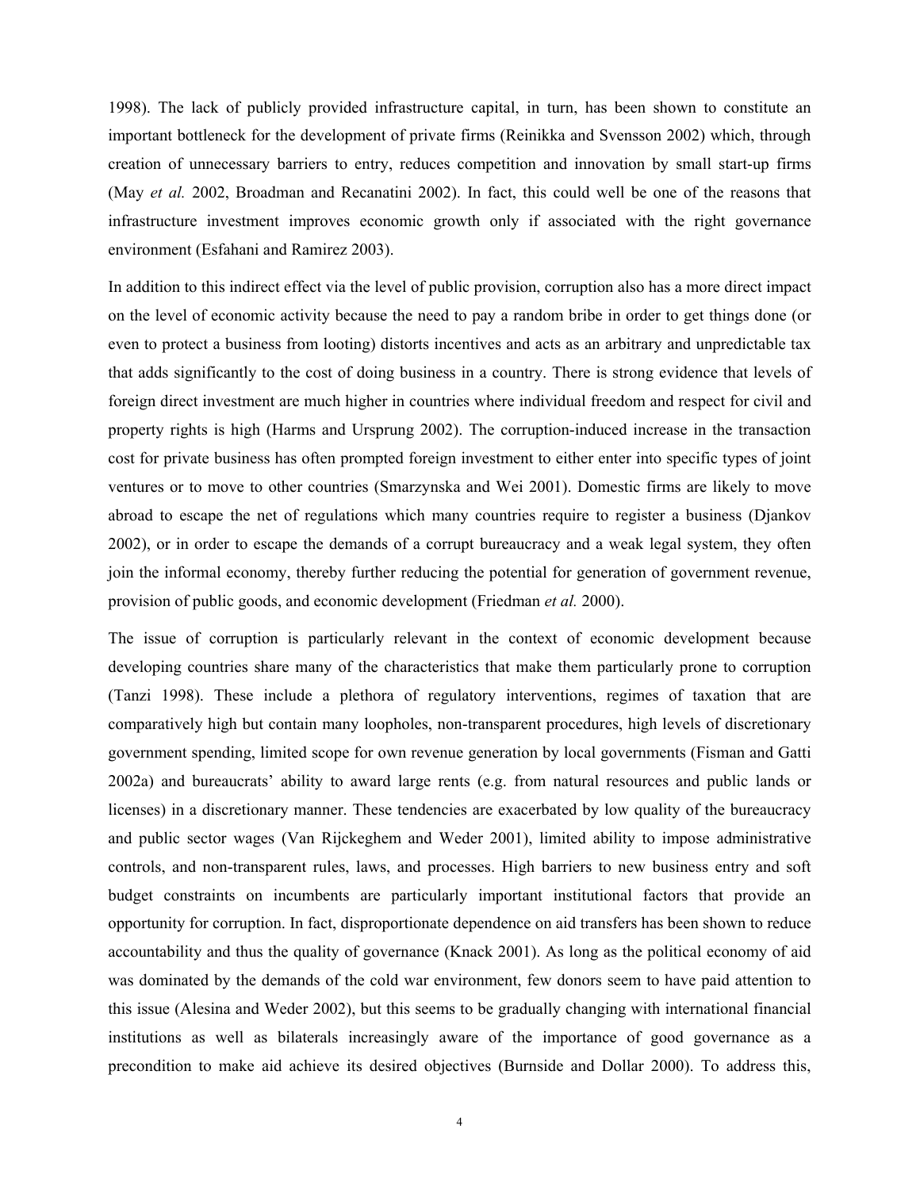1998). The lack of publicly provided infrastructure capital, in turn, has been shown to constitute an important bottleneck for the development of private firms (Reinikka and Svensson 2002) which, through creation of unnecessary barriers to entry, reduces competition and innovation by small start-up firms (May *et al.* 2002, Broadman and Recanatini 2002). In fact, this could well be one of the reasons that infrastructure investment improves economic growth only if associated with the right governance environment (Esfahani and Ramirez 2003).

In addition to this indirect effect via the level of public provision, corruption also has a more direct impact on the level of economic activity because the need to pay a random bribe in order to get things done (or even to protect a business from looting) distorts incentives and acts as an arbitrary and unpredictable tax that adds significantly to the cost of doing business in a country. There is strong evidence that levels of foreign direct investment are much higher in countries where individual freedom and respect for civil and property rights is high (Harms and Ursprung 2002). The corruption-induced increase in the transaction cost for private business has often prompted foreign investment to either enter into specific types of joint ventures or to move to other countries (Smarzynska and Wei 2001). Domestic firms are likely to move abroad to escape the net of regulations which many countries require to register a business (Djankov 2002), or in order to escape the demands of a corrupt bureaucracy and a weak legal system, they often join the informal economy, thereby further reducing the potential for generation of government revenue, provision of public goods, and economic development (Friedman *et al.* 2000).

The issue of corruption is particularly relevant in the context of economic development because developing countries share many of the characteristics that make them particularly prone to corruption (Tanzi 1998). These include a plethora of regulatory interventions, regimes of taxation that are comparatively high but contain many loopholes, non-transparent procedures, high levels of discretionary government spending, limited scope for own revenue generation by local governments (Fisman and Gatti 2002a) and bureaucrats' ability to award large rents (e.g. from natural resources and public lands or licenses) in a discretionary manner. These tendencies are exacerbated by low quality of the bureaucracy and public sector wages (Van Rijckeghem and Weder 2001), limited ability to impose administrative controls, and non-transparent rules, laws, and processes. High barriers to new business entry and soft budget constraints on incumbents are particularly important institutional factors that provide an opportunity for corruption. In fact, disproportionate dependence on aid transfers has been shown to reduce accountability and thus the quality of governance (Knack 2001). As long as the political economy of aid was dominated by the demands of the cold war environment, few donors seem to have paid attention to this issue (Alesina and Weder 2002), but this seems to be gradually changing with international financial institutions as well as bilaterals increasingly aware of the importance of good governance as a precondition to make aid achieve its desired objectives (Burnside and Dollar 2000). To address this,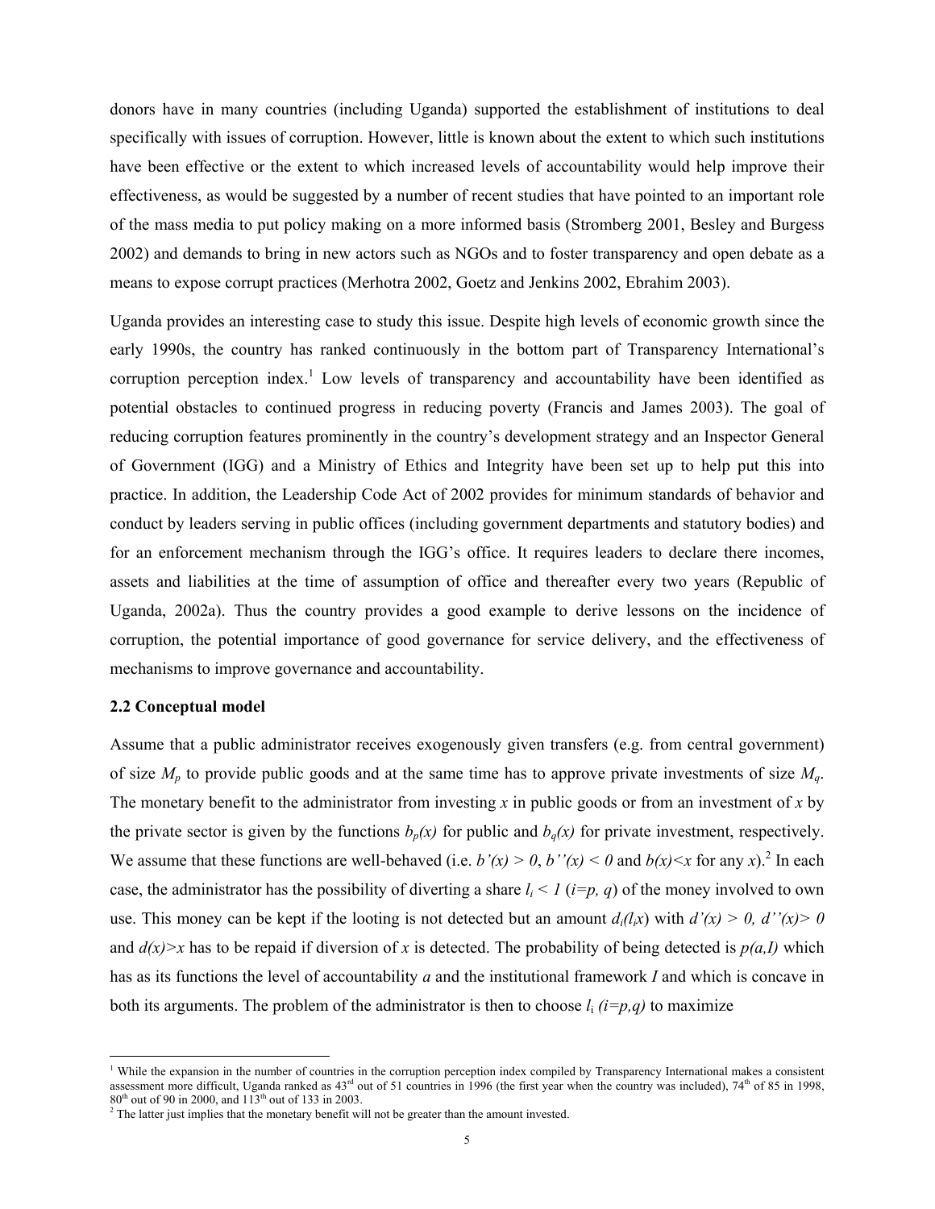donors have in many countries (including Uganda) supported the establishment of institutions to deal specifically with issues of corruption. However, little is known about the extent to which such institutions have been effective or the extent to which increased levels of accountability would help improve their effectiveness, as would be suggested by a number of recent studies that have pointed to an important role of the mass media to put policy making on a more informed basis (Stromberg 2001, Besley and Burgess 2002) and demands to bring in new actors such as NGOs and to foster transparency and open debate as a means to expose corrupt practices (Merhotra 2002, Goetz and Jenkins 2002, Ebrahim 2003).

Uganda provides an interesting case to study this issue. Despite high levels of economic growth since the early 1990s, the country has ranked continuously in the bottom part of Transparency International's corruption perception index.[1] Low levels of transparency and accountability have been identified as potential obstacles to continued progress in reducing poverty (Francis and James 2003). The goal of reducing corruption features prominently in the country's development strategy and an Inspector General of Government (IGG) and a Ministry of Ethics and Integrity have been set up to help put this into practice. In addition, the Leadership Code Act of 2002 provides for minimum standards of behavior and conduct by leaders serving in public offices (including government departments and statutory bodies) and for an enforcement mechanism through the IGG's office. It requires leaders to declare there incomes, assets and liabilities at the time of assumption of office and thereafter every two years (Republic of Uganda, 2002a). Thus the country provides a good example to derive lessons on the incidence of corruption, the potential importance of good governance for service delivery, and the effectiveness of mechanisms to improve governance and accountability.

### 2.2 Conceptual model

Assume that a public administrator receives exogenously given transfers (e.g. from central government) of size $M_p$ to provide public goods and at the same time has to approve private investments of size $M_q$. The monetary benefit to the administrator from investing $x$ in public goods or from an investment of $x$ by the private sector is given by the functions $b_p(x)$ for public and $b_q(x)$ for private investment, respectively. We assume that these functions are well-behaved (i.e. $b'(x) > 0$, $b''(x) < 0$ and $b(x)<x$ for any $x$).[2] In each case, the administrator has the possibility of diverting a share $l_i < 1$ ($i=p, q$) of the money involved to own use. This money can be kept if the looting is not detected but an amount $d_i(l_i x)$ with $d'(x) > 0$, $d''(x) > 0$ and $d(x)>x$ has to be repaid if diversion of $x$ is detected. The probability of being detected is $p(a,I)$ which has as its functions the level of accountability $a$ and the institutional framework $I$ and which is concave in both its arguments. The problem of the administrator is then to choose $l_i$ $(i=p,q)$ to maximize

[1] While the expansion in the number of countries in the corruption perception index compiled by Transparency International makes a consistent assessment more difficult, Uganda ranked as 43rd out of 51 countries in 1996 (the first year when the country was included), 74th of 85 in 1998, 80th out of 90 in 2000, and 113th out of 133 in 2003.

[2] The latter just implies that the monetary benefit will not be greater than the amount invested.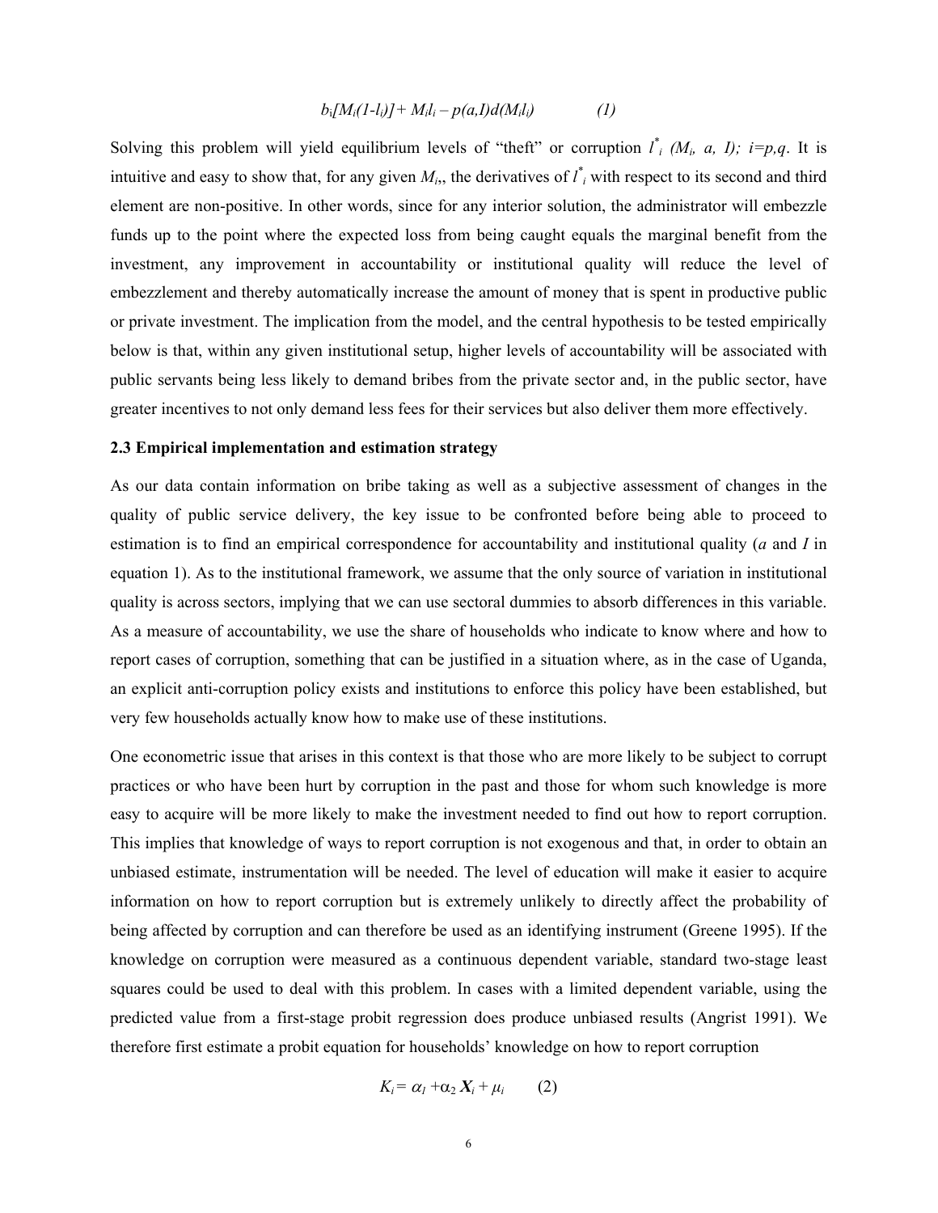$$b_i[M_i(1-l_i)] + M_i l_i - p(a,I)d(M_i l_i) \qquad (1)$$

Solving this problem will yield equilibrium levels of "theft" or corruption $l^*_i\ (M_i,\ a,\ I);\ i=p,q$. It is intuitive and easy to show that, for any given $M_i$,, the derivatives of $l^*_i$ with respect to its second and third element are non-positive. In other words, since for any interior solution, the administrator will embezzle funds up to the point where the expected loss from being caught equals the marginal benefit from the investment, any improvement in accountability or institutional quality will reduce the level of embezzlement and thereby automatically increase the amount of money that is spent in productive public or private investment. The implication from the model, and the central hypothesis to be tested empirically below is that, within any given institutional setup, higher levels of accountability will be associated with public servants being less likely to demand bribes from the private sector and, in the public sector, have greater incentives to not only demand less fees for their services but also deliver them more effectively.

### 2.3 Empirical implementation and estimation strategy

As our data contain information on bribe taking as well as a subjective assessment of changes in the quality of public service delivery, the key issue to be confronted before being able to proceed to estimation is to find an empirical correspondence for accountability and institutional quality (*a* and *I* in equation 1). As to the institutional framework, we assume that the only source of variation in institutional quality is across sectors, implying that we can use sectoral dummies to absorb differences in this variable. As a measure of accountability, we use the share of households who indicate to know where and how to report cases of corruption, something that can be justified in a situation where, as in the case of Uganda, an explicit anti-corruption policy exists and institutions to enforce this policy have been established, but very few households actually know how to make use of these institutions.

One econometric issue that arises in this context is that those who are more likely to be subject to corrupt practices or who have been hurt by corruption in the past and those for whom such knowledge is more easy to acquire will be more likely to make the investment needed to find out how to report corruption. This implies that knowledge of ways to report corruption is not exogenous and that, in order to obtain an unbiased estimate, instrumentation will be needed. The level of education will make it easier to acquire information on how to report corruption but is extremely unlikely to directly affect the probability of being affected by corruption and can therefore be used as an identifying instrument (Greene 1995). If the knowledge on corruption were measured as a continuous dependent variable, standard two-stage least squares could be used to deal with this problem. In cases with a limited dependent variable, using the predicted value from a first-stage probit regression does produce unbiased results (Angrist 1991). We therefore first estimate a probit equation for households' knowledge on how to report corruption

$$K_i = \alpha_1 + \alpha_2 \boldsymbol{X}_i + \mu_i \qquad (2)$$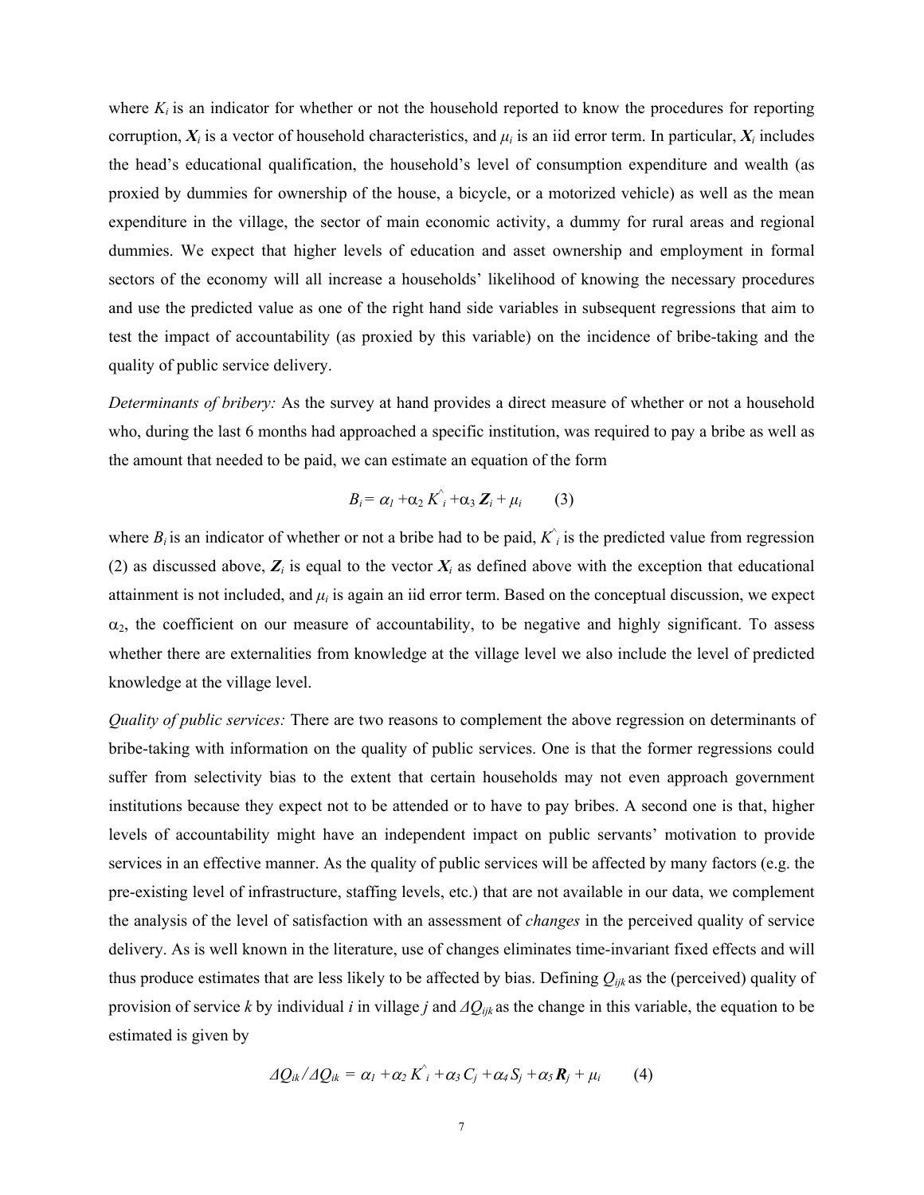where $K_i$ is an indicator for whether or not the household reported to know the procedures for reporting corruption, $\boldsymbol{X}_i$ is a vector of household characteristics, and $\mu_i$ is an iid error term. In particular, $\boldsymbol{X}_i$ includes the head's educational qualification, the household's level of consumption expenditure and wealth (as proxied by dummies for ownership of the house, a bicycle, or a motorized vehicle) as well as the mean expenditure in the village, the sector of main economic activity, a dummy for rural areas and regional dummies. We expect that higher levels of education and asset ownership and employment in formal sectors of the economy will all increase a households' likelihood of knowing the necessary procedures and use the predicted value as one of the right hand side variables in subsequent regressions that aim to test the impact of accountability (as proxied by this variable) on the incidence of bribe-taking and the quality of public service delivery.

*Determinants of bribery:* As the survey at hand provides a direct measure of whether or not a household who, during the last 6 months had approached a specific institution, was required to pay a bribe as well as the amount that needed to be paid, we can estimate an equation of the form

$$B_i = \alpha_1 + \alpha_2 \hat{K}_i + \alpha_3 \boldsymbol{Z}_i + \mu_i \qquad (3)$$

where $B_i$ is an indicator of whether or not a bribe had to be paid, $\hat{K}_i$ is the predicted value from regression (2) as discussed above, $\boldsymbol{Z}_i$ is equal to the vector $\boldsymbol{X}_i$ as defined above with the exception that educational attainment is not included, and $\mu_i$ is again an iid error term. Based on the conceptual discussion, we expect $\alpha_2$, the coefficient on our measure of accountability, to be negative and highly significant. To assess whether there are externalities from knowledge at the village level we also include the level of predicted knowledge at the village level.

*Quality of public services:* There are two reasons to complement the above regression on determinants of bribe-taking with information on the quality of public services. One is that the former regressions could suffer from selectivity bias to the extent that certain households may not even approach government institutions because they expect not to be attended or to have to pay bribes. A second one is that, higher levels of accountability might have an independent impact on public servants' motivation to provide services in an effective manner. As the quality of public services will be affected by many factors (e.g. the pre-existing level of infrastructure, staffing levels, etc.) that are not available in our data, we complement the analysis of the level of satisfaction with an assessment of *changes* in the perceived quality of service delivery. As is well known in the literature, use of changes eliminates time-invariant fixed effects and will thus produce estimates that are less likely to be affected by bias. Defining $Q_{ijk}$ as the (perceived) quality of provision of service $k$ by individual $i$ in village $j$ and $\Delta Q_{ijk}$ as the change in this variable, the equation to be estimated is given by

$$\Delta Q_{ik} / \Delta Q_{ik} = \alpha_1 + \alpha_2 \hat{K}_i + \alpha_3 C_j + \alpha_4 S_j + \alpha_5 \boldsymbol{R}_j + \mu_i \qquad (4)$$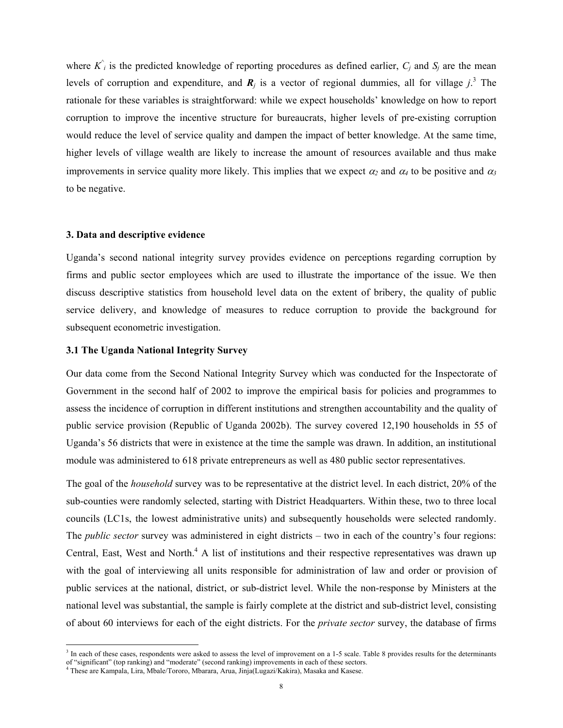where $\hat{K}_i$ is the predicted knowledge of reporting procedures as defined earlier, $C_j$ and $S_j$ are the mean levels of corruption and expenditure, and $\boldsymbol{R}_j$ is a vector of regional dummies, all for village $j$.[3] The rationale for these variables is straightforward: while we expect households' knowledge on how to report corruption to improve the incentive structure for bureaucrats, higher levels of pre-existing corruption would reduce the level of service quality and dampen the impact of better knowledge. At the same time, higher levels of village wealth are likely to increase the amount of resources available and thus make improvements in service quality more likely. This implies that we expect $\alpha_2$ and $\alpha_4$ to be positive and $\alpha_3$ to be negative.

## 3. Data and descriptive evidence

Uganda's second national integrity survey provides evidence on perceptions regarding corruption by firms and public sector employees which are used to illustrate the importance of the issue. We then discuss descriptive statistics from household level data on the extent of bribery, the quality of public service delivery, and knowledge of measures to reduce corruption to provide the background for subsequent econometric investigation.

### 3.1 The Uganda National Integrity Survey

Our data come from the Second National Integrity Survey which was conducted for the Inspectorate of Government in the second half of 2002 to improve the empirical basis for policies and programmes to assess the incidence of corruption in different institutions and strengthen accountability and the quality of public service provision (Republic of Uganda 2002b). The survey covered 12,190 households in 55 of Uganda's 56 districts that were in existence at the time the sample was drawn. In addition, an institutional module was administered to 618 private entrepreneurs as well as 480 public sector representatives.

The goal of the *household* survey was to be representative at the district level. In each district, 20% of the sub-counties were randomly selected, starting with District Headquarters. Within these, two to three local councils (LC1s, the lowest administrative units) and subsequently households were selected randomly. The *public sector* survey was administered in eight districts – two in each of the country's four regions: Central, East, West and North.[4] A list of institutions and their respective representatives was drawn up with the goal of interviewing all units responsible for administration of law and order or provision of public services at the national, district, or sub-district level. While the non-response by Ministers at the national level was substantial, the sample is fairly complete at the district and sub-district level, consisting of about 60 interviews for each of the eight districts. For the *private sector* survey, the database of firms

---

[3] In each of these cases, respondents were asked to assess the level of improvement on a 1-5 scale. Table 8 provides results for the determinants of "significant" (top ranking) and "moderate" (second ranking) improvements in each of these sectors.

[4] These are Kampala, Lira, Mbale/Tororo, Mbarara, Arua, Jinja(Lugazi/Kakira), Masaka and Kasese.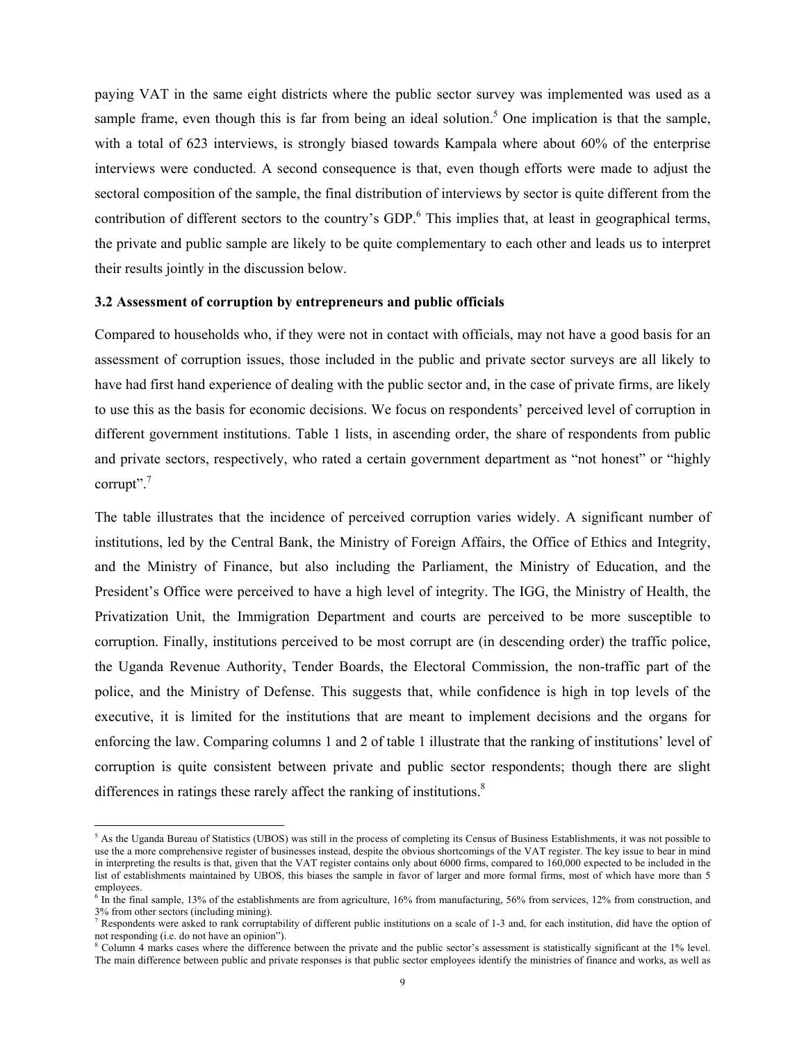paying VAT in the same eight districts where the public sector survey was implemented was used as a sample frame, even though this is far from being an ideal solution.[5] One implication is that the sample, with a total of 623 interviews, is strongly biased towards Kampala where about 60% of the enterprise interviews were conducted. A second consequence is that, even though efforts were made to adjust the sectoral composition of the sample, the final distribution of interviews by sector is quite different from the contribution of different sectors to the country's GDP.[6] This implies that, at least in geographical terms, the private and public sample are likely to be quite complementary to each other and leads us to interpret their results jointly in the discussion below.

### 3.2 Assessment of corruption by entrepreneurs and public officials

Compared to households who, if they were not in contact with officials, may not have a good basis for an assessment of corruption issues, those included in the public and private sector surveys are all likely to have had first hand experience of dealing with the public sector and, in the case of private firms, are likely to use this as the basis for economic decisions. We focus on respondents' perceived level of corruption in different government institutions. Table 1 lists, in ascending order, the share of respondents from public and private sectors, respectively, who rated a certain government department as "not honest" or "highly corrupt".[7]

The table illustrates that the incidence of perceived corruption varies widely. A significant number of institutions, led by the Central Bank, the Ministry of Foreign Affairs, the Office of Ethics and Integrity, and the Ministry of Finance, but also including the Parliament, the Ministry of Education, and the President's Office were perceived to have a high level of integrity. The IGG, the Ministry of Health, the Privatization Unit, the Immigration Department and courts are perceived to be more susceptible to corruption. Finally, institutions perceived to be most corrupt are (in descending order) the traffic police, the Uganda Revenue Authority, Tender Boards, the Electoral Commission, the non-traffic part of the police, and the Ministry of Defense. This suggests that, while confidence is high in top levels of the executive, it is limited for the institutions that are meant to implement decisions and the organs for enforcing the law. Comparing columns 1 and 2 of table 1 illustrate that the ranking of institutions' level of corruption is quite consistent between private and public sector respondents; though there are slight differences in ratings these rarely affect the ranking of institutions.[8]

---

[5] As the Uganda Bureau of Statistics (UBOS) was still in the process of completing its Census of Business Establishments, it was not possible to use the a more comprehensive register of businesses instead, despite the obvious shortcomings of the VAT register. The key issue to bear in mind in interpreting the results is that, given that the VAT register contains only about 6000 firms, compared to 160,000 expected to be included in the list of establishments maintained by UBOS, this biases the sample in favor of larger and more formal firms, most of which have more than 5 employees.

[6] In the final sample, 13% of the establishments are from agriculture, 16% from manufacturing, 56% from services, 12% from construction, and 3% from other sectors (including mining).

[7] Respondents were asked to rank corruptability of different public institutions on a scale of 1-3 and, for each institution, did have the option of not responding (i.e. do not have an opinion").

[8] Column 4 marks cases where the difference between the private and the public sector's assessment is statistically significant at the 1% level. The main difference between public and private responses is that public sector employees identify the ministries of finance and works, as well as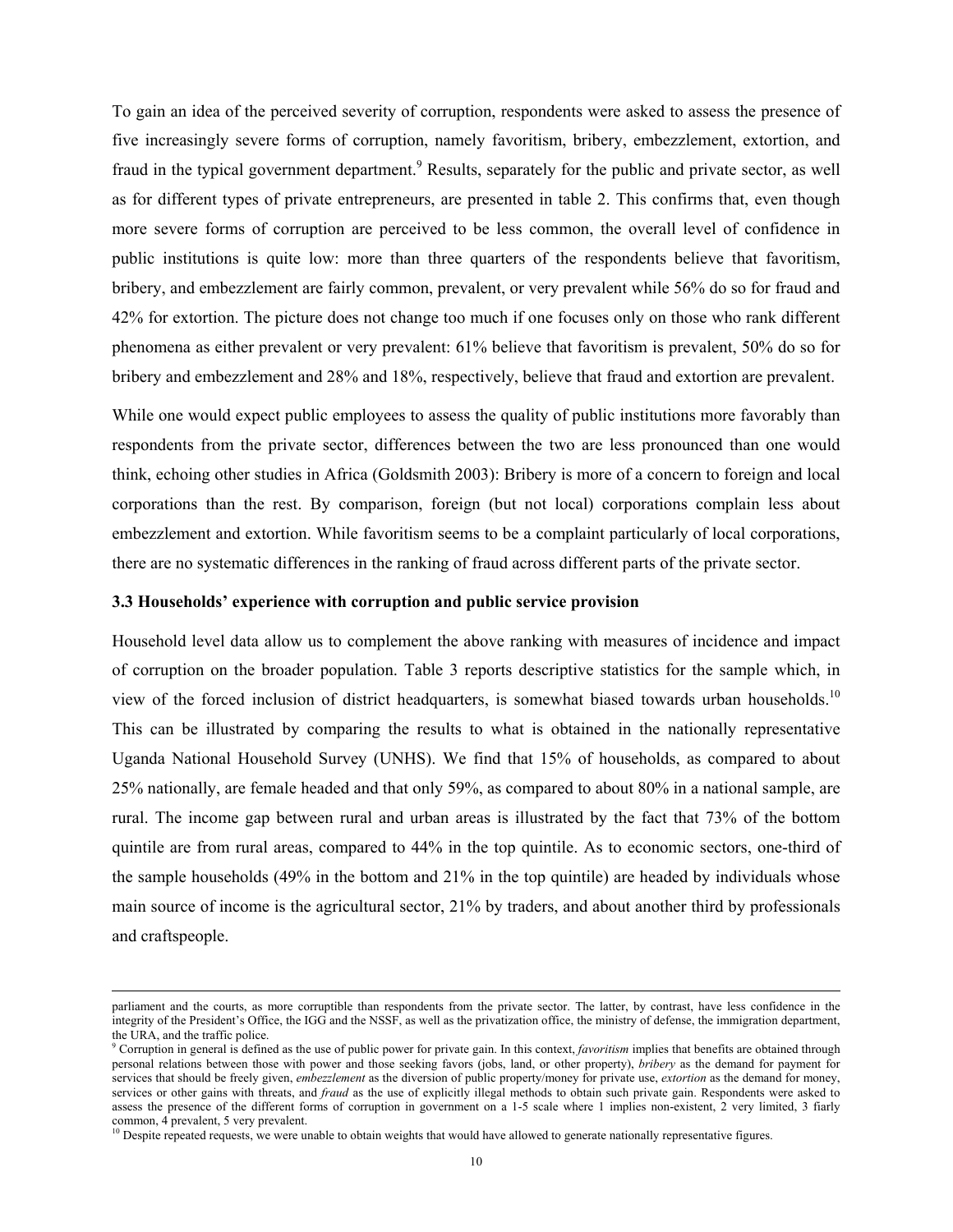To gain an idea of the perceived severity of corruption, respondents were asked to assess the presence of five increasingly severe forms of corruption, namely favoritism, bribery, embezzlement, extortion, and fraud in the typical government department.[9] Results, separately for the public and private sector, as well as for different types of private entrepreneurs, are presented in table 2. This confirms that, even though more severe forms of corruption are perceived to be less common, the overall level of confidence in public institutions is quite low: more than three quarters of the respondents believe that favoritism, bribery, and embezzlement are fairly common, prevalent, or very prevalent while 56% do so for fraud and 42% for extortion. The picture does not change too much if one focuses only on those who rank different phenomena as either prevalent or very prevalent: 61% believe that favoritism is prevalent, 50% do so for bribery and embezzlement and 28% and 18%, respectively, believe that fraud and extortion are prevalent.

While one would expect public employees to assess the quality of public institutions more favorably than respondents from the private sector, differences between the two are less pronounced than one would think, echoing other studies in Africa (Goldsmith 2003): Bribery is more of a concern to foreign and local corporations than the rest. By comparison, foreign (but not local) corporations complain less about embezzlement and extortion. While favoritism seems to be a complaint particularly of local corporations, there are no systematic differences in the ranking of fraud across different parts of the private sector.

### 3.3 Households' experience with corruption and public service provision

Household level data allow us to complement the above ranking with measures of incidence and impact of corruption on the broader population. Table 3 reports descriptive statistics for the sample which, in view of the forced inclusion of district headquarters, is somewhat biased towards urban households.[10] This can be illustrated by comparing the results to what is obtained in the nationally representative Uganda National Household Survey (UNHS). We find that 15% of households, as compared to about 25% nationally, are female headed and that only 59%, as compared to about 80% in a national sample, are rural. The income gap between rural and urban areas is illustrated by the fact that 73% of the bottom quintile are from rural areas, compared to 44% in the top quintile. As to economic sectors, one-third of the sample households (49% in the bottom and 21% in the top quintile) are headed by individuals whose main source of income is the agricultural sector, 21% by traders, and about another third by professionals and craftspeople.

---

parliament and the courts, as more corruptible than respondents from the private sector. The latter, by contrast, have less confidence in the integrity of the President's Office, the IGG and the NSSF, as well as the privatization office, the ministry of defense, the immigration department, the URA, and the traffic police.

[9] Corruption in general is defined as the use of public power for private gain. In this context, *favoritism* implies that benefits are obtained through personal relations between those with power and those seeking favors (jobs, land, or other property), *bribery* as the demand for payment for services that should be freely given, *embezzlement* as the diversion of public property/money for private use, *extortion* as the demand for money, services or other gains with threats, and *fraud* as the use of explicitly illegal methods to obtain such private gain. Respondents were asked to assess the presence of the different forms of corruption in government on a 1-5 scale where 1 implies non-existent, 2 very limited, 3 fiarly common, 4 prevalent, 5 very prevalent.

[10] Despite repeated requests, we were unable to obtain weights that would have allowed to generate nationally representative figures.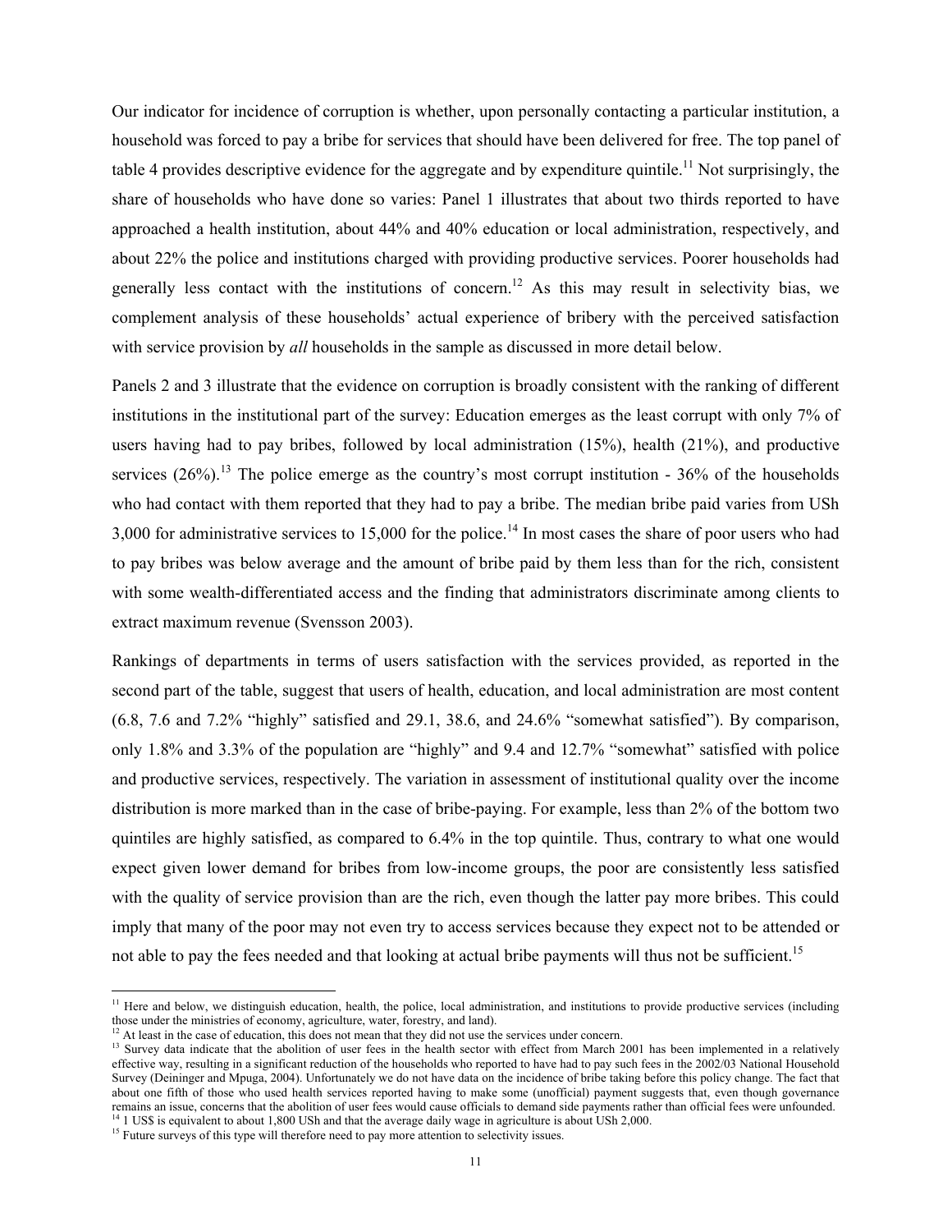Our indicator for incidence of corruption is whether, upon personally contacting a particular institution, a household was forced to pay a bribe for services that should have been delivered for free. The top panel of table 4 provides descriptive evidence for the aggregate and by expenditure quintile.[11] Not surprisingly, the share of households who have done so varies: Panel 1 illustrates that about two thirds reported to have approached a health institution, about 44% and 40% education or local administration, respectively, and about 22% the police and institutions charged with providing productive services. Poorer households had generally less contact with the institutions of concern.[12] As this may result in selectivity bias, we complement analysis of these households' actual experience of bribery with the perceived satisfaction with service provision by *all* households in the sample as discussed in more detail below.

Panels 2 and 3 illustrate that the evidence on corruption is broadly consistent with the ranking of different institutions in the institutional part of the survey: Education emerges as the least corrupt with only 7% of users having had to pay bribes, followed by local administration (15%), health (21%), and productive services (26%).[13] The police emerge as the country's most corrupt institution - 36% of the households who had contact with them reported that they had to pay a bribe. The median bribe paid varies from USh 3,000 for administrative services to 15,000 for the police.[14] In most cases the share of poor users who had to pay bribes was below average and the amount of bribe paid by them less than for the rich, consistent with some wealth-differentiated access and the finding that administrators discriminate among clients to extract maximum revenue (Svensson 2003).

Rankings of departments in terms of users satisfaction with the services provided, as reported in the second part of the table, suggest that users of health, education, and local administration are most content (6.8, 7.6 and 7.2% "highly" satisfied and 29.1, 38.6, and 24.6% "somewhat satisfied"). By comparison, only 1.8% and 3.3% of the population are "highly" and 9.4 and 12.7% "somewhat" satisfied with police and productive services, respectively. The variation in assessment of institutional quality over the income distribution is more marked than in the case of bribe-paying. For example, less than 2% of the bottom two quintiles are highly satisfied, as compared to 6.4% in the top quintile. Thus, contrary to what one would expect given lower demand for bribes from low-income groups, the poor are consistently less satisfied with the quality of service provision than are the rich, even though the latter pay more bribes. This could imply that many of the poor may not even try to access services because they expect not to be attended or not able to pay the fees needed and that looking at actual bribe payments will thus not be sufficient.[15]

---

[11] Here and below, we distinguish education, health, the police, local administration, and institutions to provide productive services (including those under the ministries of economy, agriculture, water, forestry, and land).

[12] At least in the case of education, this does not mean that they did not use the services under concern.

[13] Survey data indicate that the abolition of user fees in the health sector with effect from March 2001 has been implemented in a relatively effective way, resulting in a significant reduction of the households who reported to have had to pay such fees in the 2002/03 National Household Survey (Deininger and Mpuga, 2004). Unfortunately we do not have data on the incidence of bribe taking before this policy change. The fact that about one fifth of those who used health services reported having to make some (unofficial) payment suggests that, even though governance remains an issue, concerns that the abolition of user fees would cause officials to demand side payments rather than official fees were unfounded.

[14] 1 US$ is equivalent to about 1,800 USh and that the average daily wage in agriculture is about USh 2,000.

[15] Future surveys of this type will therefore need to pay more attention to selectivity issues.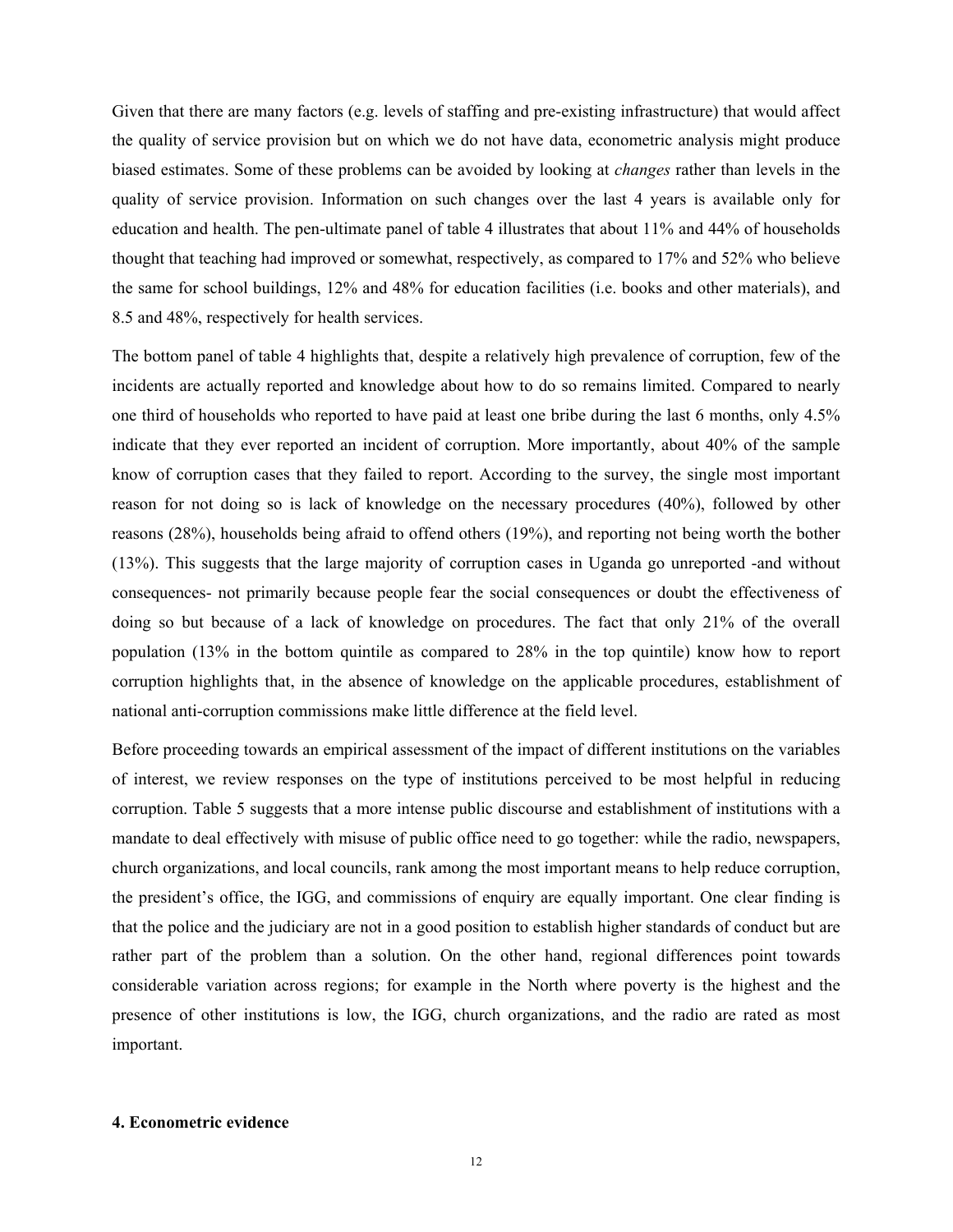Given that there are many factors (e.g. levels of staffing and pre-existing infrastructure) that would affect the quality of service provision but on which we do not have data, econometric analysis might produce biased estimates. Some of these problems can be avoided by looking at *changes* rather than levels in the quality of service provision. Information on such changes over the last 4 years is available only for education and health. The pen-ultimate panel of table 4 illustrates that about 11% and 44% of households thought that teaching had improved or somewhat, respectively, as compared to 17% and 52% who believe the same for school buildings, 12% and 48% for education facilities (i.e. books and other materials), and 8.5 and 48%, respectively for health services.

The bottom panel of table 4 highlights that, despite a relatively high prevalence of corruption, few of the incidents are actually reported and knowledge about how to do so remains limited. Compared to nearly one third of households who reported to have paid at least one bribe during the last 6 months, only 4.5% indicate that they ever reported an incident of corruption. More importantly, about 40% of the sample know of corruption cases that they failed to report. According to the survey, the single most important reason for not doing so is lack of knowledge on the necessary procedures (40%), followed by other reasons (28%), households being afraid to offend others (19%), and reporting not being worth the bother (13%). This suggests that the large majority of corruption cases in Uganda go unreported -and without consequences- not primarily because people fear the social consequences or doubt the effectiveness of doing so but because of a lack of knowledge on procedures. The fact that only 21% of the overall population (13% in the bottom quintile as compared to 28% in the top quintile) know how to report corruption highlights that, in the absence of knowledge on the applicable procedures, establishment of national anti-corruption commissions make little difference at the field level.

Before proceeding towards an empirical assessment of the impact of different institutions on the variables of interest, we review responses on the type of institutions perceived to be most helpful in reducing corruption. Table 5 suggests that a more intense public discourse and establishment of institutions with a mandate to deal effectively with misuse of public office need to go together: while the radio, newspapers, church organizations, and local councils, rank among the most important means to help reduce corruption, the president's office, the IGG, and commissions of enquiry are equally important. One clear finding is that the police and the judiciary are not in a good position to establish higher standards of conduct but are rather part of the problem than a solution. On the other hand, regional differences point towards considerable variation across regions; for example in the North where poverty is the highest and the presence of other institutions is low, the IGG, church organizations, and the radio are rated as most important.

#### 4. Econometric evidence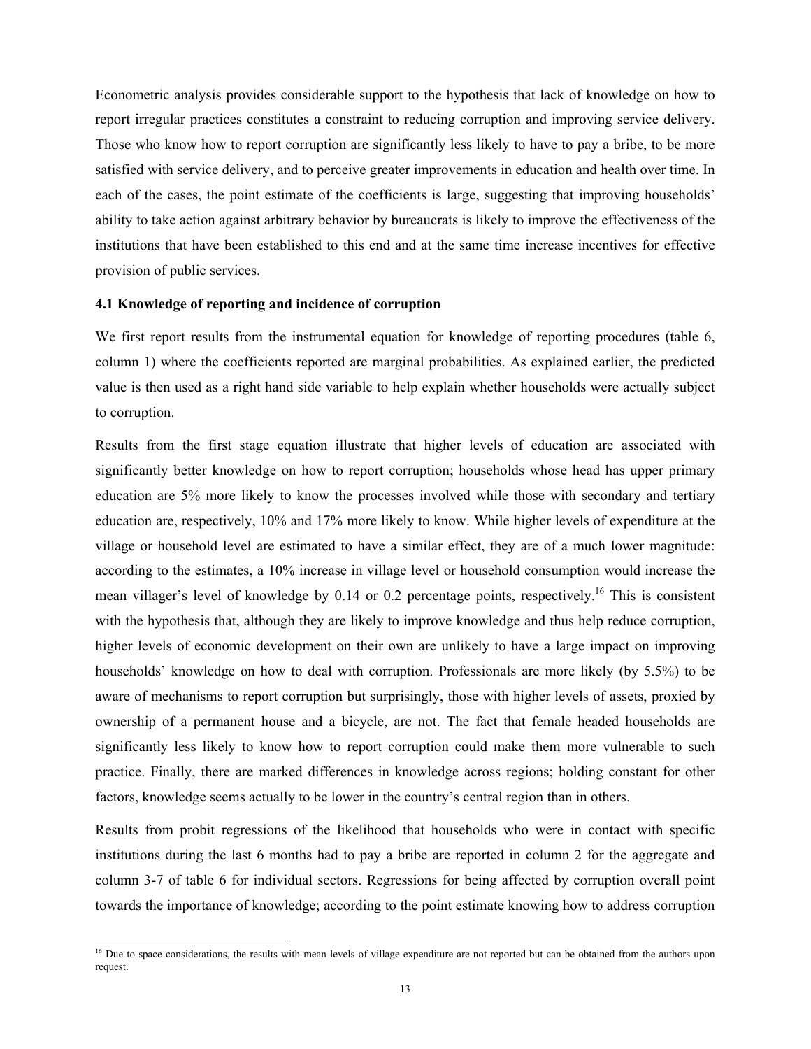Econometric analysis provides considerable support to the hypothesis that lack of knowledge on how to report irregular practices constitutes a constraint to reducing corruption and improving service delivery. Those who know how to report corruption are significantly less likely to have to pay a bribe, to be more satisfied with service delivery, and to perceive greater improvements in education and health over time. In each of the cases, the point estimate of the coefficients is large, suggesting that improving households' ability to take action against arbitrary behavior by bureaucrats is likely to improve the effectiveness of the institutions that have been established to this end and at the same time increase incentives for effective provision of public services.

### 4.1 Knowledge of reporting and incidence of corruption

We first report results from the instrumental equation for knowledge of reporting procedures (table 6, column 1) where the coefficients reported are marginal probabilities. As explained earlier, the predicted value is then used as a right hand side variable to help explain whether households were actually subject to corruption.

Results from the first stage equation illustrate that higher levels of education are associated with significantly better knowledge on how to report corruption; households whose head has upper primary education are 5% more likely to know the processes involved while those with secondary and tertiary education are, respectively, 10% and 17% more likely to know. While higher levels of expenditure at the village or household level are estimated to have a similar effect, they are of a much lower magnitude: according to the estimates, a 10% increase in village level or household consumption would increase the mean villager's level of knowledge by 0.14 or 0.2 percentage points, respectively.[16] This is consistent with the hypothesis that, although they are likely to improve knowledge and thus help reduce corruption, higher levels of economic development on their own are unlikely to have a large impact on improving households' knowledge on how to deal with corruption. Professionals are more likely (by 5.5%) to be aware of mechanisms to report corruption but surprisingly, those with higher levels of assets, proxied by ownership of a permanent house and a bicycle, are not. The fact that female headed households are significantly less likely to know how to report corruption could make them more vulnerable to such practice. Finally, there are marked differences in knowledge across regions; holding constant for other factors, knowledge seems actually to be lower in the country's central region than in others.

Results from probit regressions of the likelihood that households who were in contact with specific institutions during the last 6 months had to pay a bribe are reported in column 2 for the aggregate and column 3-7 of table 6 for individual sectors. Regressions for being affected by corruption overall point towards the importance of knowledge; according to the point estimate knowing how to address corruption

---

[16] Due to space considerations, the results with mean levels of village expenditure are not reported but can be obtained from the authors upon request.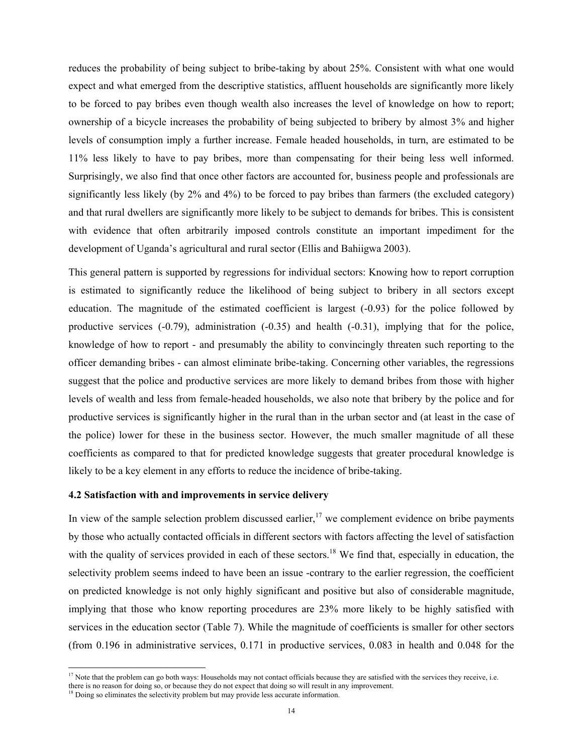reduces the probability of being subject to bribe-taking by about 25%. Consistent with what one would expect and what emerged from the descriptive statistics, affluent households are significantly more likely to be forced to pay bribes even though wealth also increases the level of knowledge on how to report; ownership of a bicycle increases the probability of being subjected to bribery by almost 3% and higher levels of consumption imply a further increase. Female headed households, in turn, are estimated to be 11% less likely to have to pay bribes, more than compensating for their being less well informed. Surprisingly, we also find that once other factors are accounted for, business people and professionals are significantly less likely (by 2% and 4%) to be forced to pay bribes than farmers (the excluded category) and that rural dwellers are significantly more likely to be subject to demands for bribes. This is consistent with evidence that often arbitrarily imposed controls constitute an important impediment for the development of Uganda's agricultural and rural sector (Ellis and Bahiigwa 2003).

This general pattern is supported by regressions for individual sectors: Knowing how to report corruption is estimated to significantly reduce the likelihood of being subject to bribery in all sectors except education. The magnitude of the estimated coefficient is largest (-0.93) for the police followed by productive services (-0.79), administration (-0.35) and health (-0.31), implying that for the police, knowledge of how to report - and presumably the ability to convincingly threaten such reporting to the officer demanding bribes - can almost eliminate bribe-taking. Concerning other variables, the regressions suggest that the police and productive services are more likely to demand bribes from those with higher levels of wealth and less from female-headed households, we also note that bribery by the police and for productive services is significantly higher in the rural than in the urban sector and (at least in the case of the police) lower for these in the business sector. However, the much smaller magnitude of all these coefficients as compared to that for predicted knowledge suggests that greater procedural knowledge is likely to be a key element in any efforts to reduce the incidence of bribe-taking.

### 4.2 Satisfaction with and improvements in service delivery

In view of the sample selection problem discussed earlier,[17] we complement evidence on bribe payments by those who actually contacted officials in different sectors with factors affecting the level of satisfaction with the quality of services provided in each of these sectors.[18] We find that, especially in education, the selectivity problem seems indeed to have been an issue -contrary to the earlier regression, the coefficient on predicted knowledge is not only highly significant and positive but also of considerable magnitude, implying that those who know reporting procedures are 23% more likely to be highly satisfied with services in the education sector (Table 7). While the magnitude of coefficients is smaller for other sectors (from 0.196 in administrative services, 0.171 in productive services, 0.083 in health and 0.048 for the

[17] Note that the problem can go both ways: Households may not contact officials because they are satisfied with the services they receive, i.e. there is no reason for doing so, or because they do not expect that doing so will result in any improvement.

[18] Doing so eliminates the selectivity problem but may provide less accurate information.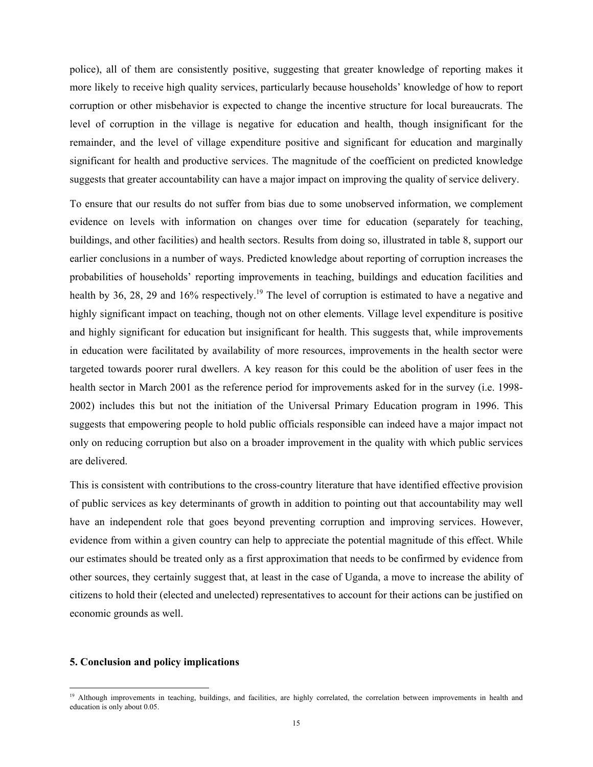police), all of them are consistently positive, suggesting that greater knowledge of reporting makes it more likely to receive high quality services, particularly because households' knowledge of how to report corruption or other misbehavior is expected to change the incentive structure for local bureaucrats. The level of corruption in the village is negative for education and health, though insignificant for the remainder, and the level of village expenditure positive and significant for education and marginally significant for health and productive services. The magnitude of the coefficient on predicted knowledge suggests that greater accountability can have a major impact on improving the quality of service delivery.

To ensure that our results do not suffer from bias due to some unobserved information, we complement evidence on levels with information on changes over time for education (separately for teaching, buildings, and other facilities) and health sectors. Results from doing so, illustrated in table 8, support our earlier conclusions in a number of ways. Predicted knowledge about reporting of corruption increases the probabilities of households' reporting improvements in teaching, buildings and education facilities and health by 36, 28, 29 and 16% respectively.[19] The level of corruption is estimated to have a negative and highly significant impact on teaching, though not on other elements. Village level expenditure is positive and highly significant for education but insignificant for health. This suggests that, while improvements in education were facilitated by availability of more resources, improvements in the health sector were targeted towards poorer rural dwellers. A key reason for this could be the abolition of user fees in the health sector in March 2001 as the reference period for improvements asked for in the survey (i.e. 1998-2002) includes this but not the initiation of the Universal Primary Education program in 1996. This suggests that empowering people to hold public officials responsible can indeed have a major impact not only on reducing corruption but also on a broader improvement in the quality with which public services are delivered.

This is consistent with contributions to the cross-country literature that have identified effective provision of public services as key determinants of growth in addition to pointing out that accountability may well have an independent role that goes beyond preventing corruption and improving services. However, evidence from within a given country can help to appreciate the potential magnitude of this effect. While our estimates should be treated only as a first approximation that needs to be confirmed by evidence from other sources, they certainly suggest that, at least in the case of Uganda, a move to increase the ability of citizens to hold their (elected and unelected) representatives to account for their actions can be justified on economic grounds as well.

## 5. Conclusion and policy implications

[19] Although improvements in teaching, buildings, and facilities, are highly correlated, the correlation between improvements in health and education is only about 0.05.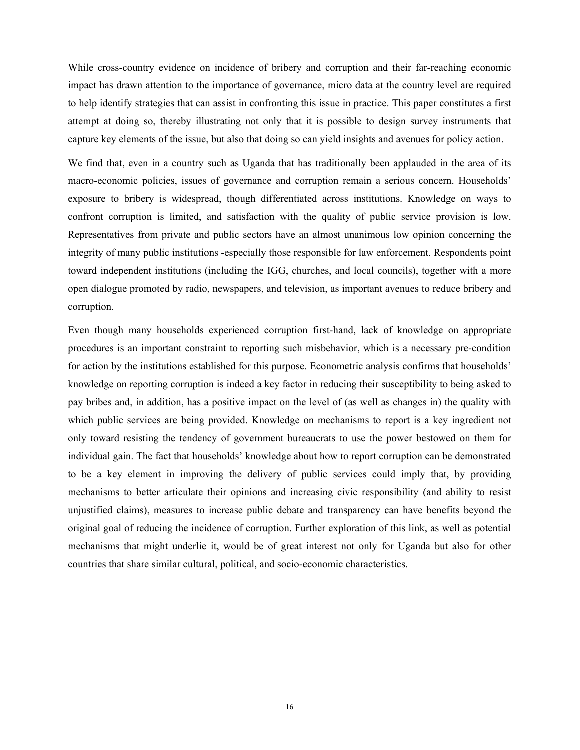While cross-country evidence on incidence of bribery and corruption and their far-reaching economic impact has drawn attention to the importance of governance, micro data at the country level are required to help identify strategies that can assist in confronting this issue in practice. This paper constitutes a first attempt at doing so, thereby illustrating not only that it is possible to design survey instruments that capture key elements of the issue, but also that doing so can yield insights and avenues for policy action.

We find that, even in a country such as Uganda that has traditionally been applauded in the area of its macro-economic policies, issues of governance and corruption remain a serious concern. Households' exposure to bribery is widespread, though differentiated across institutions. Knowledge on ways to confront corruption is limited, and satisfaction with the quality of public service provision is low. Representatives from private and public sectors have an almost unanimous low opinion concerning the integrity of many public institutions -especially those responsible for law enforcement. Respondents point toward independent institutions (including the IGG, churches, and local councils), together with a more open dialogue promoted by radio, newspapers, and television, as important avenues to reduce bribery and corruption.

Even though many households experienced corruption first-hand, lack of knowledge on appropriate procedures is an important constraint to reporting such misbehavior, which is a necessary pre-condition for action by the institutions established for this purpose. Econometric analysis confirms that households' knowledge on reporting corruption is indeed a key factor in reducing their susceptibility to being asked to pay bribes and, in addition, has a positive impact on the level of (as well as changes in) the quality with which public services are being provided. Knowledge on mechanisms to report is a key ingredient not only toward resisting the tendency of government bureaucrats to use the power bestowed on them for individual gain. The fact that households' knowledge about how to report corruption can be demonstrated to be a key element in improving the delivery of public services could imply that, by providing mechanisms to better articulate their opinions and increasing civic responsibility (and ability to resist unjustified claims), measures to increase public debate and transparency can have benefits beyond the original goal of reducing the incidence of corruption. Further exploration of this link, as well as potential mechanisms that might underlie it, would be of great interest not only for Uganda but also for other countries that share similar cultural, political, and socio-economic characteristics.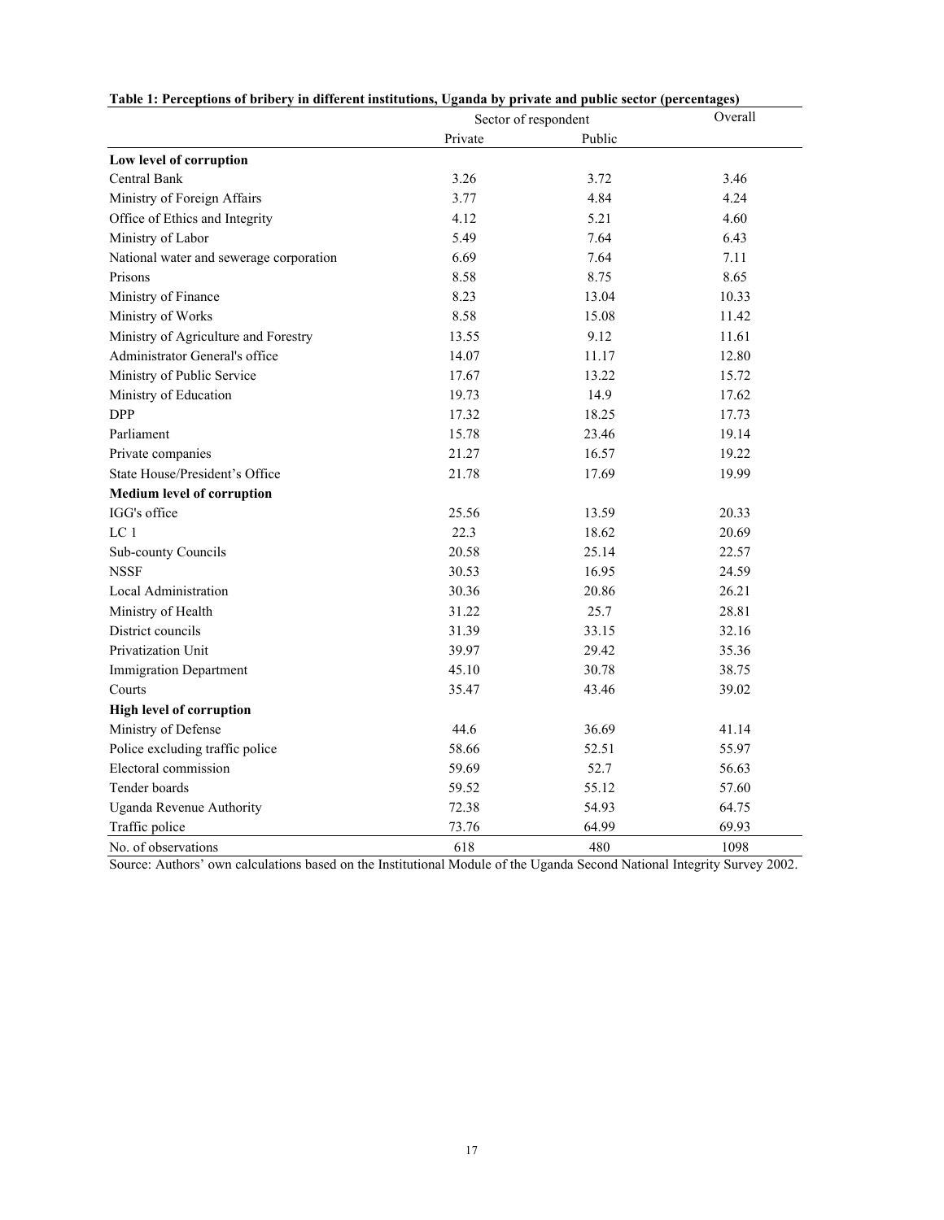**Table 1: Perceptions of bribery in different institutions, Uganda by private and public sector (percentages)**

| | Sector of respondent | | Overall |
|---|---|---|---|
| | Private | Public | |
| **Low level of corruption** | | | |
| Central Bank | 3.26 | 3.72 | 3.46 |
| Ministry of Foreign Affairs | 3.77 | 4.84 | 4.24 |
| Office of Ethics and Integrity | 4.12 | 5.21 | 4.60 |
| Ministry of Labor | 5.49 | 7.64 | 6.43 |
| National water and sewerage corporation | 6.69 | 7.64 | 7.11 |
| Prisons | 8.58 | 8.75 | 8.65 |
| Ministry of Finance | 8.23 | 13.04 | 10.33 |
| Ministry of Works | 8.58 | 15.08 | 11.42 |
| Ministry of Agriculture and Forestry | 13.55 | 9.12 | 11.61 |
| Administrator General's office | 14.07 | 11.17 | 12.80 |
| Ministry of Public Service | 17.67 | 13.22 | 15.72 |
| Ministry of Education | 19.73 | 14.9 | 17.62 |
| DPP | 17.32 | 18.25 | 17.73 |
| Parliament | 15.78 | 23.46 | 19.14 |
| Private companies | 21.27 | 16.57 | 19.22 |
| State House/President's Office | 21.78 | 17.69 | 19.99 |
| **Medium level of corruption** | | | |
| IGG's office | 25.56 | 13.59 | 20.33 |
| LC 1 | 22.3 | 18.62 | 20.69 |
| Sub-county Councils | 20.58 | 25.14 | 22.57 |
| NSSF | 30.53 | 16.95 | 24.59 |
| Local Administration | 30.36 | 20.86 | 26.21 |
| Ministry of Health | 31.22 | 25.7 | 28.81 |
| District councils | 31.39 | 33.15 | 32.16 |
| Privatization Unit | 39.97 | 29.42 | 35.36 |
| Immigration Department | 45.10 | 30.78 | 38.75 |
| Courts | 35.47 | 43.46 | 39.02 |
| **High level of corruption** | | | |
| Ministry of Defense | 44.6 | 36.69 | 41.14 |
| Police excluding traffic police | 58.66 | 52.51 | 55.97 |
| Electoral commission | 59.69 | 52.7 | 56.63 |
| Tender boards | 59.52 | 55.12 | 57.60 |
| Uganda Revenue Authority | 72.38 | 54.93 | 64.75 |
| Traffic police | 73.76 | 64.99 | 69.93 |
| No. of observations | 618 | 480 | 1098 |

Source: Authors' own calculations based on the Institutional Module of the Uganda Second National Integrity Survey 2002.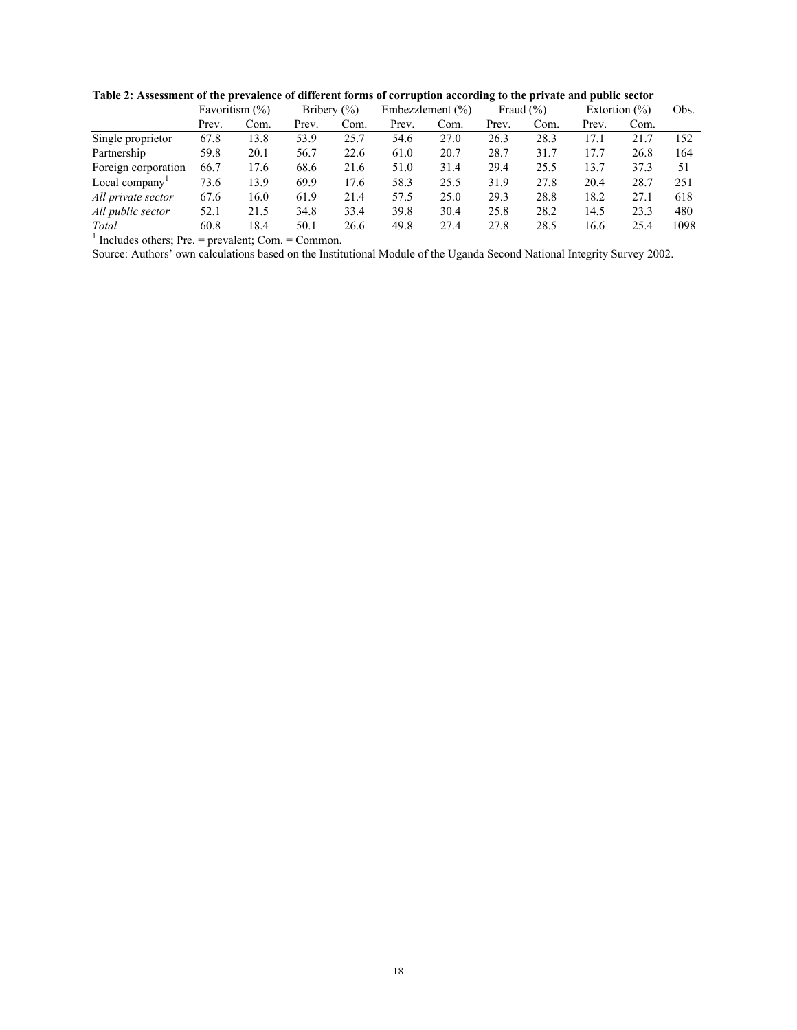**Table 2: Assessment of the prevalence of different forms of corruption according to the private and public sector**

| | Favoritism (%) | | Bribery (%) | | Embezzlement (%) | | Fraud (%) | | Extortion (%) | | Obs. |
|---|---|---|---|---|---|---|---|---|---|---|---|
| | Prev. | Com. | Prev. | Com. | Prev. | Com. | Prev. | Com. | Prev. | Com. | |
| Single proprietor | 67.8 | 13.8 | 53.9 | 25.7 | 54.6 | 27.0 | 26.3 | 28.3 | 17.1 | 21.7 | 152 |
| Partnership | 59.8 | 20.1 | 56.7 | 22.6 | 61.0 | 20.7 | 28.7 | 31.7 | 17.7 | 26.8 | 164 |
| Foreign corporation | 66.7 | 17.6 | 68.6 | 21.6 | 51.0 | 31.4 | 29.4 | 25.5 | 13.7 | 37.3 | 51 |
| Local company[1] | 73.6 | 13.9 | 69.9 | 17.6 | 58.3 | 25.5 | 31.9 | 27.8 | 20.4 | 28.7 | 251 |
| *All private sector* | 67.6 | 16.0 | 61.9 | 21.4 | 57.5 | 25.0 | 29.3 | 28.8 | 18.2 | 27.1 | 618 |
| *All public sector* | 52.1 | 21.5 | 34.8 | 33.4 | 39.8 | 30.4 | 25.8 | 28.2 | 14.5 | 23.3 | 480 |
| *Total* | 60.8 | 18.4 | 50.1 | 26.6 | 49.8 | 27.4 | 27.8 | 28.5 | 16.6 | 25.4 | 1098 |

[1] Includes others; Pre. = prevalent; Com. = Common.

Source: Authors' own calculations based on the Institutional Module of the Uganda Second National Integrity Survey 2002.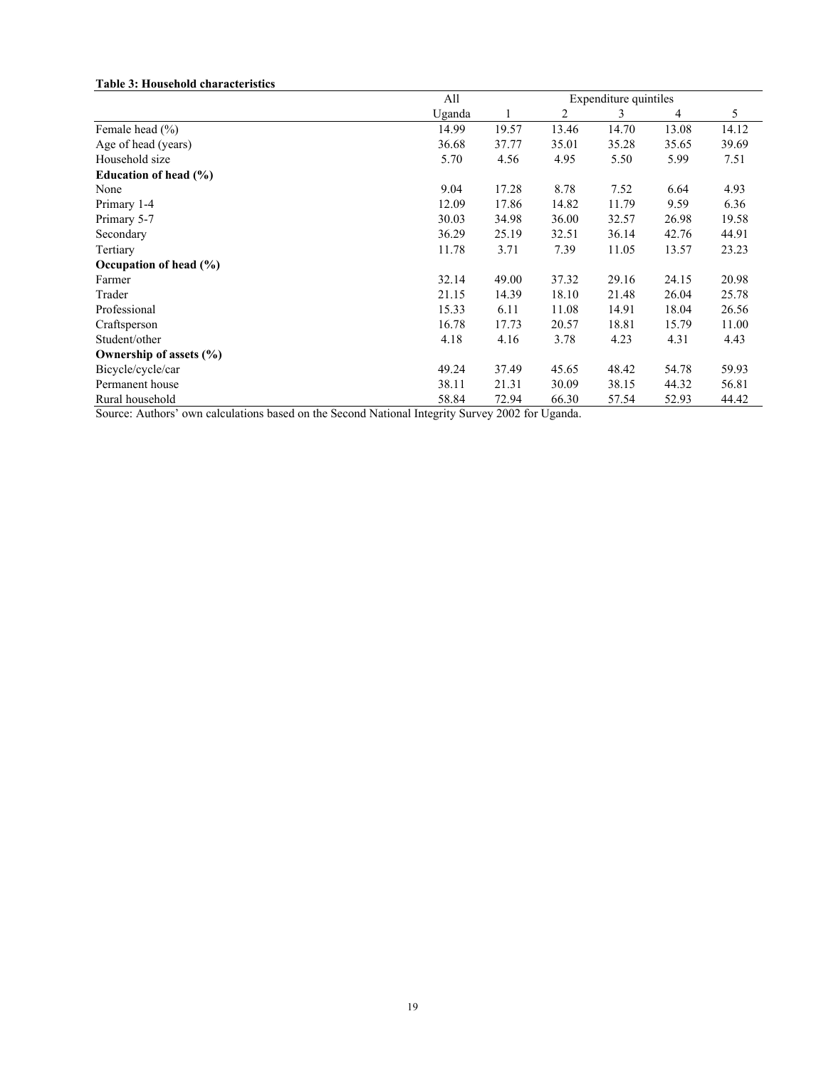**Table 3: Household characteristics**

| | All | Expenditure quintiles | | | | |
|---|---|---|---|---|---|---|
| | Uganda | 1 | 2 | 3 | 4 | 5 |
| Female head (%) | 14.99 | 19.57 | 13.46 | 14.70 | 13.08 | 14.12 |
| Age of head (years) | 36.68 | 37.77 | 35.01 | 35.28 | 35.65 | 39.69 |
| Household size | 5.70 | 4.56 | 4.95 | 5.50 | 5.99 | 7.51 |
| **Education of head (%)** | | | | | | |
| None | 9.04 | 17.28 | 8.78 | 7.52 | 6.64 | 4.93 |
| Primary 1-4 | 12.09 | 17.86 | 14.82 | 11.79 | 9.59 | 6.36 |
| Primary 5-7 | 30.03 | 34.98 | 36.00 | 32.57 | 26.98 | 19.58 |
| Secondary | 36.29 | 25.19 | 32.51 | 36.14 | 42.76 | 44.91 |
| Tertiary | 11.78 | 3.71 | 7.39 | 11.05 | 13.57 | 23.23 |
| **Occupation of head (%)** | | | | | | |
| Farmer | 32.14 | 49.00 | 37.32 | 29.16 | 24.15 | 20.98 |
| Trader | 21.15 | 14.39 | 18.10 | 21.48 | 26.04 | 25.78 |
| Professional | 15.33 | 6.11 | 11.08 | 14.91 | 18.04 | 26.56 |
| Craftsperson | 16.78 | 17.73 | 20.57 | 18.81 | 15.79 | 11.00 |
| Student/other | 4.18 | 4.16 | 3.78 | 4.23 | 4.31 | 4.43 |
| **Ownership of assets (%)** | | | | | | |
| Bicycle/cycle/car | 49.24 | 37.49 | 45.65 | 48.42 | 54.78 | 59.93 |
| Permanent house | 38.11 | 21.31 | 30.09 | 38.15 | 44.32 | 56.81 |
| Rural household | 58.84 | 72.94 | 66.30 | 57.54 | 52.93 | 44.42 |

Source: Authors' own calculations based on the Second National Integrity Survey 2002 for Uganda.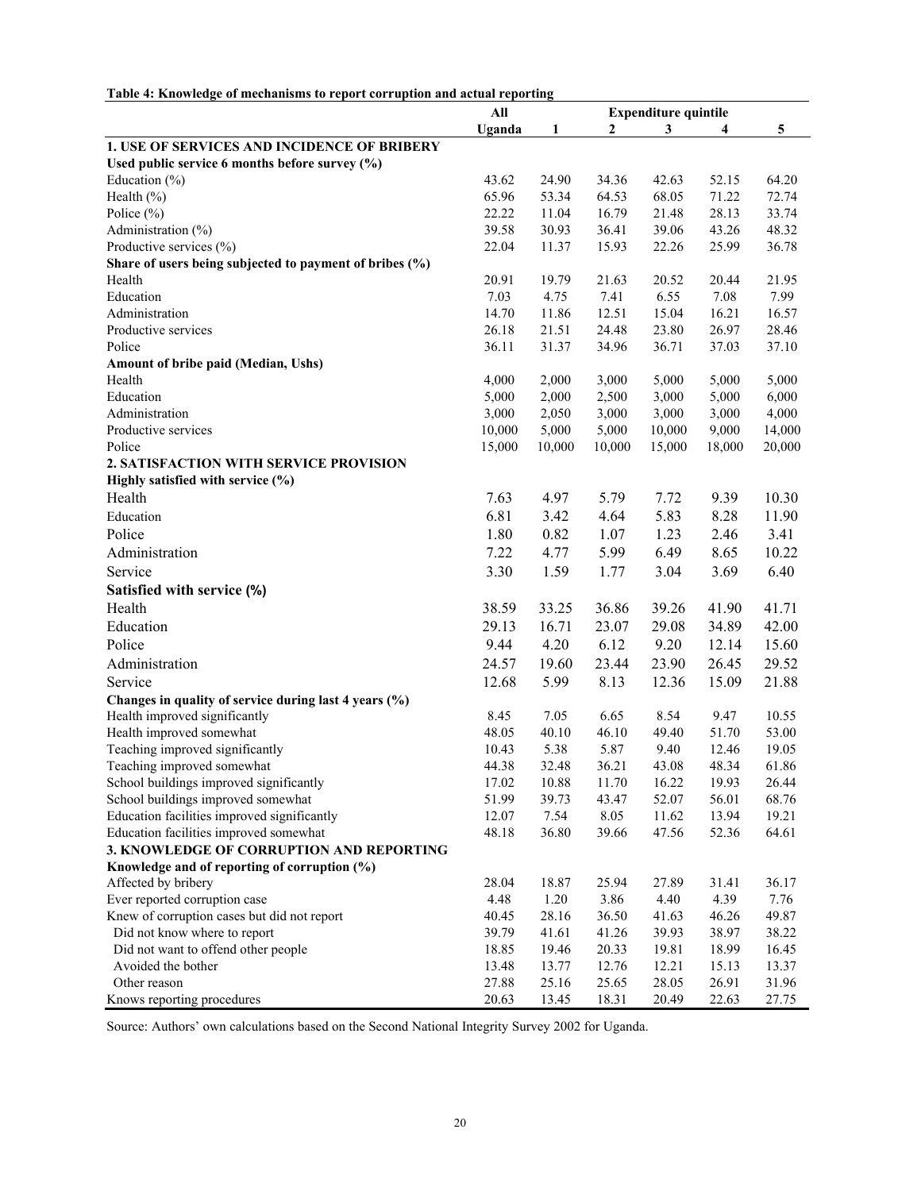**Table 4: Knowledge of mechanisms to report corruption and actual reporting**

| | All | Expenditure quintile | | | | |
|---|---|---|---|---|---|---|
| | Uganda | 1 | 2 | 3 | 4 | 5 |
| **1. USE OF SERVICES AND INCIDENCE OF BRIBERY** | | | | | | |
| **Used public service 6 months before survey (%)** | | | | | | |
| Education (%) | 43.62 | 24.90 | 34.36 | 42.63 | 52.15 | 64.20 |
| Health (%) | 65.96 | 53.34 | 64.53 | 68.05 | 71.22 | 72.74 |
| Police (%) | 22.22 | 11.04 | 16.79 | 21.48 | 28.13 | 33.74 |
| Administration (%) | 39.58 | 30.93 | 36.41 | 39.06 | 43.26 | 48.32 |
| Productive services (%) | 22.04 | 11.37 | 15.93 | 22.26 | 25.99 | 36.78 |
| **Share of users being subjected to payment of bribes (%)** | | | | | | |
| Health | 20.91 | 19.79 | 21.63 | 20.52 | 20.44 | 21.95 |
| Education | 7.03 | 4.75 | 7.41 | 6.55 | 7.08 | 7.99 |
| Administration | 14.70 | 11.86 | 12.51 | 15.04 | 16.21 | 16.57 |
| Productive services | 26.18 | 21.51 | 24.48 | 23.80 | 26.97 | 28.46 |
| Police | 36.11 | 31.37 | 34.96 | 36.71 | 37.03 | 37.10 |
| **Amount of bribe paid (Median, Ushs)** | | | | | | |
| Health | 4,000 | 2,000 | 3,000 | 5,000 | 5,000 | 5,000 |
| Education | 5,000 | 2,000 | 2,500 | 3,000 | 5,000 | 6,000 |
| Administration | 3,000 | 2,050 | 3,000 | 3,000 | 3,000 | 4,000 |
| Productive services | 10,000 | 5,000 | 5,000 | 10,000 | 9,000 | 14,000 |
| Police | 15,000 | 10,000 | 10,000 | 15,000 | 18,000 | 20,000 |
| **2. SATISFACTION WITH SERVICE PROVISION** | | | | | | |
| **Highly satisfied with service (%)** | | | | | | |
| Health | 7.63 | 4.97 | 5.79 | 7.72 | 9.39 | 10.30 |
| Education | 6.81 | 3.42 | 4.64 | 5.83 | 8.28 | 11.90 |
| Police | 1.80 | 0.82 | 1.07 | 1.23 | 2.46 | 3.41 |
| Administration | 7.22 | 4.77 | 5.99 | 6.49 | 8.65 | 10.22 |
| Service | 3.30 | 1.59 | 1.77 | 3.04 | 3.69 | 6.40 |
| **Satisfied with service (%)** | | | | | | |
| Health | 38.59 | 33.25 | 36.86 | 39.26 | 41.90 | 41.71 |
| Education | 29.13 | 16.71 | 23.07 | 29.08 | 34.89 | 42.00 |
| Police | 9.44 | 4.20 | 6.12 | 9.20 | 12.14 | 15.60 |
| Administration | 24.57 | 19.60 | 23.44 | 23.90 | 26.45 | 29.52 |
| Service | 12.68 | 5.99 | 8.13 | 12.36 | 15.09 | 21.88 |
| **Changes in quality of service during last 4 years (%)** | | | | | | |
| Health improved significantly | 8.45 | 7.05 | 6.65 | 8.54 | 9.47 | 10.55 |
| Health improved somewhat | 48.05 | 40.10 | 46.10 | 49.40 | 51.70 | 53.00 |
| Teaching improved significantly | 10.43 | 5.38 | 5.87 | 9.40 | 12.46 | 19.05 |
| Teaching improved somewhat | 44.38 | 32.48 | 36.21 | 43.08 | 48.34 | 61.86 |
| School buildings improved significantly | 17.02 | 10.88 | 11.70 | 16.22 | 19.93 | 26.44 |
| School buildings improved somewhat | 51.99 | 39.73 | 43.47 | 52.07 | 56.01 | 68.76 |
| Education facilities improved significantly | 12.07 | 7.54 | 8.05 | 11.62 | 13.94 | 19.21 |
| Education facilities improved somewhat | 48.18 | 36.80 | 39.66 | 47.56 | 52.36 | 64.61 |
| **3. KNOWLEDGE OF CORRUPTION AND REPORTING** | | | | | | |
| **Knowledge and of reporting of corruption (%)** | | | | | | |
| Affected by bribery | 28.04 | 18.87 | 25.94 | 27.89 | 31.41 | 36.17 |
| Ever reported corruption case | 4.48 | 1.20 | 3.86 | 4.40 | 4.39 | 7.76 |
| Knew of corruption cases but did not report | 40.45 | 28.16 | 36.50 | 41.63 | 46.26 | 49.87 |
| Did not know where to report | 39.79 | 41.61 | 41.26 | 39.93 | 38.97 | 38.22 |
| Did not want to offend other people | 18.85 | 19.46 | 20.33 | 19.81 | 18.99 | 16.45 |
| Avoided the bother | 13.48 | 13.77 | 12.76 | 12.21 | 15.13 | 13.37 |
| Other reason | 27.88 | 25.16 | 25.65 | 28.05 | 26.91 | 31.96 |
| Knows reporting procedures | 20.63 | 13.45 | 18.31 | 20.49 | 22.63 | 27.75 |

Source: Authors' own calculations based on the Second National Integrity Survey 2002 for Uganda.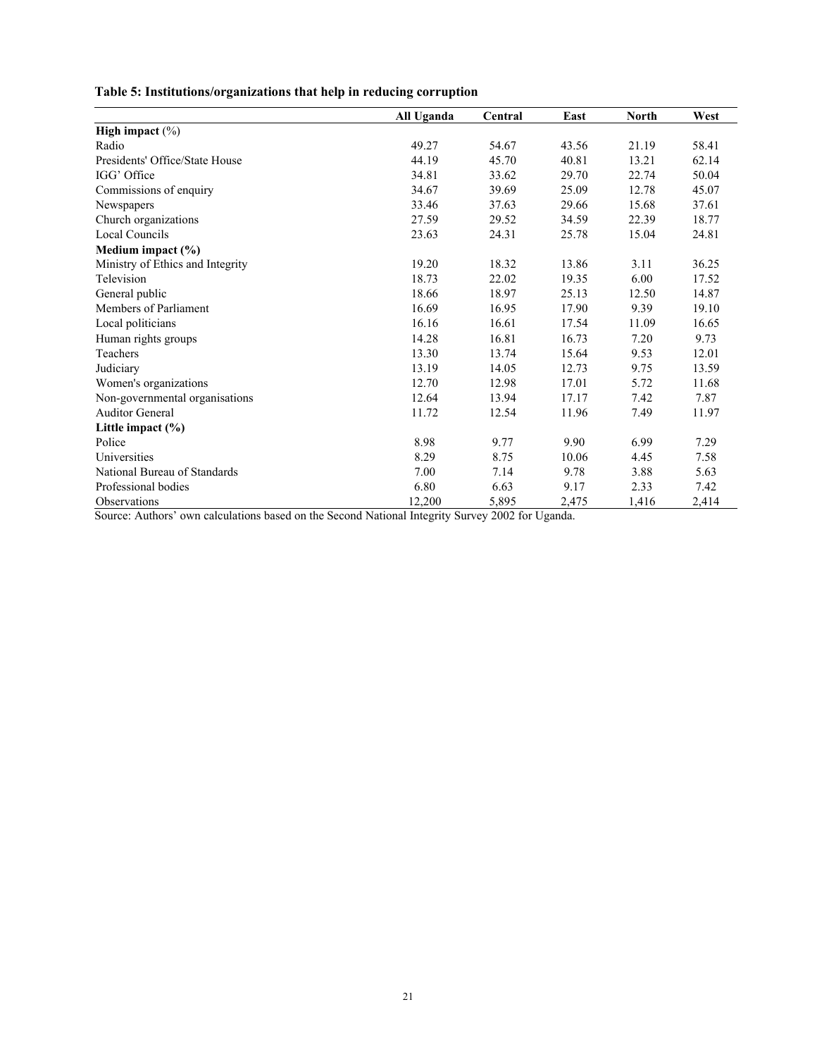**Table 5: Institutions/organizations that help in reducing corruption**

| | All Uganda | Central | East | North | West |
|---|---|---|---|---|---|
| **High impact** (%) | | | | | |
| Radio | 49.27 | 54.67 | 43.56 | 21.19 | 58.41 |
| Presidents' Office/State House | 44.19 | 45.70 | 40.81 | 13.21 | 62.14 |
| IGG' Office | 34.81 | 33.62 | 29.70 | 22.74 | 50.04 |
| Commissions of enquiry | 34.67 | 39.69 | 25.09 | 12.78 | 45.07 |
| Newspapers | 33.46 | 37.63 | 29.66 | 15.68 | 37.61 |
| Church organizations | 27.59 | 29.52 | 34.59 | 22.39 | 18.77 |
| Local Councils | 23.63 | 24.31 | 25.78 | 15.04 | 24.81 |
| **Medium impact (%)** | | | | | |
| Ministry of Ethics and Integrity | 19.20 | 18.32 | 13.86 | 3.11 | 36.25 |
| Television | 18.73 | 22.02 | 19.35 | 6.00 | 17.52 |
| General public | 18.66 | 18.97 | 25.13 | 12.50 | 14.87 |
| Members of Parliament | 16.69 | 16.95 | 17.90 | 9.39 | 19.10 |
| Local politicians | 16.16 | 16.61 | 17.54 | 11.09 | 16.65 |
| Human rights groups | 14.28 | 16.81 | 16.73 | 7.20 | 9.73 |
| Teachers | 13.30 | 13.74 | 15.64 | 9.53 | 12.01 |
| Judiciary | 13.19 | 14.05 | 12.73 | 9.75 | 13.59 |
| Women's organizations | 12.70 | 12.98 | 17.01 | 5.72 | 11.68 |
| Non-governmental organisations | 12.64 | 13.94 | 17.17 | 7.42 | 7.87 |
| Auditor General | 11.72 | 12.54 | 11.96 | 7.49 | 11.97 |
| **Little impact (%)** | | | | | |
| Police | 8.98 | 9.77 | 9.90 | 6.99 | 7.29 |
| Universities | 8.29 | 8.75 | 10.06 | 4.45 | 7.58 |
| National Bureau of Standards | 7.00 | 7.14 | 9.78 | 3.88 | 5.63 |
| Professional bodies | 6.80 | 6.63 | 9.17 | 2.33 | 7.42 |
| Observations | 12,200 | 5,895 | 2,475 | 1,416 | 2,414 |

Source: Authors' own calculations based on the Second National Integrity Survey 2002 for Uganda.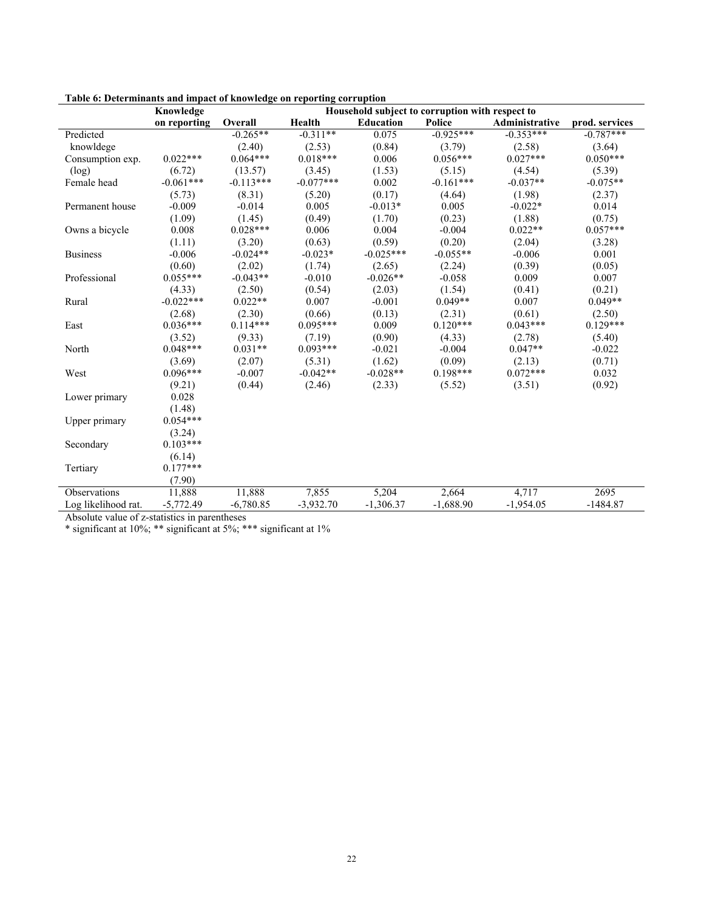**Table 6: Determinants and impact of knowledge on reporting corruption**

| | Knowledge | Household subject to corruption with respect to | | | | | |
|---|---|---|---|---|---|---|---|
| | on reporting | Overall | Health | Education | Police | Administrative | prod. services |
| Predicted | | -0.265** | -0.311** | 0.075 | -0.925*** | -0.353*** | -0.787*** |
| knowldege | | (2.40) | (2.53) | (0.84) | (3.79) | (2.58) | (3.64) |
| Consumption exp. | 0.022*** | 0.064*** | 0.018*** | 0.006 | 0.056*** | 0.027*** | 0.050*** |
| (log) | (6.72) | (13.57) | (3.45) | (1.53) | (5.15) | (4.54) | (5.39) |
| Female head | -0.061*** | -0.113*** | -0.077*** | 0.002 | -0.161*** | -0.037** | -0.075** |
| | (5.73) | (8.31) | (5.20) | (0.17) | (4.64) | (1.98) | (2.37) |
| Permanent house | -0.009 | -0.014 | 0.005 | -0.013* | 0.005 | -0.022* | 0.014 |
| | (1.09) | (1.45) | (0.49) | (1.70) | (0.23) | (1.88) | (0.75) |
| Owns a bicycle | 0.008 | 0.028*** | 0.006 | 0.004 | -0.004 | 0.022** | 0.057*** |
| | (1.11) | (3.20) | (0.63) | (0.59) | (0.20) | (2.04) | (3.28) |
| Business | -0.006 | -0.024** | -0.023* | -0.025*** | -0.055** | -0.006 | 0.001 |
| | (0.60) | (2.02) | (1.74) | (2.65) | (2.24) | (0.39) | (0.05) |
| Professional | 0.055*** | -0.043** | -0.010 | -0.026** | -0.058 | 0.009 | 0.007 |
| | (4.33) | (2.50) | (0.54) | (2.03) | (1.54) | (0.41) | (0.21) |
| Rural | -0.022*** | 0.022** | 0.007 | -0.001 | 0.049** | 0.007 | 0.049** |
| | (2.68) | (2.30) | (0.66) | (0.13) | (2.31) | (0.61) | (2.50) |
| East | 0.036*** | 0.114*** | 0.095*** | 0.009 | 0.120*** | 0.043*** | 0.129*** |
| | (3.52) | (9.33) | (7.19) | (0.90) | (4.33) | (2.78) | (5.40) |
| North | 0.048*** | 0.031** | 0.093*** | -0.021 | -0.004 | 0.047** | -0.022 |
| | (3.69) | (2.07) | (5.31) | (1.62) | (0.09) | (2.13) | (0.71) |
| West | 0.096*** | -0.007 | -0.042** | -0.028** | 0.198*** | 0.072*** | 0.032 |
| | (9.21) | (0.44) | (2.46) | (2.33) | (5.52) | (3.51) | (0.92) |
| Lower primary | 0.028 | | | | | | |
| | (1.48) | | | | | | |
| Upper primary | 0.054*** | | | | | | |
| | (3.24) | | | | | | |
| Secondary | 0.103*** | | | | | | |
| | (6.14) | | | | | | |
| Tertiary | 0.177*** | | | | | | |
| | (7.90) | | | | | | |
| Observations | 11,888 | 11,888 | 7,855 | 5,204 | 2,664 | 4,717 | 2695 |
| Log likelihood rat. | -5,772.49 | -6,780.85 | -3,932.70 | -1,306.37 | -1,688.90 | -1,954.05 | -1484.87 |

Absolute value of z-statistics in parentheses

* significant at 10%; ** significant at 5%; *** significant at 1%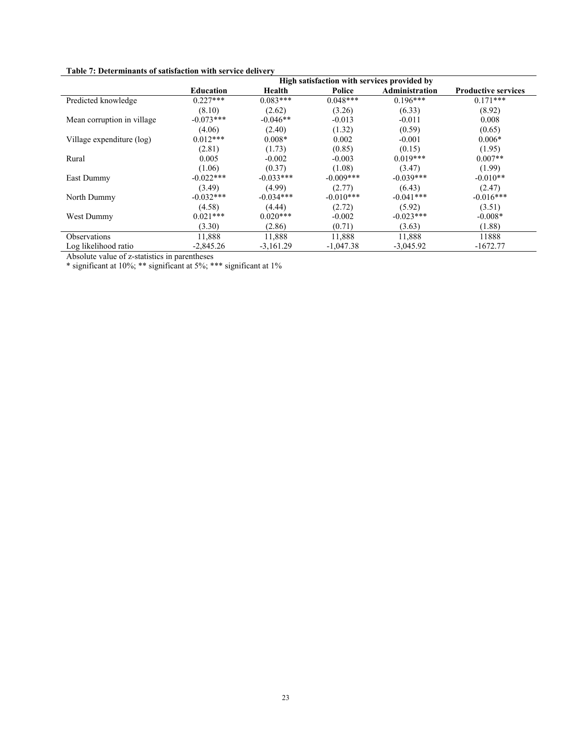**Table 7: Determinants of satisfaction with service delivery**

| | High satisfaction with services provided by | | | | |
|---|---|---|---|---|---|
| | **Education** | **Health** | **Police** | **Administration** | **Productive services** |
| Predicted knowledge | 0.227*** | 0.083*** | 0.048*** | 0.196*** | 0.171*** |
| | (8.10) | (2.62) | (3.26) | (6.33) | (8.92) |
| Mean corruption in village | -0.073*** | -0.046** | -0.013 | -0.011 | 0.008 |
| | (4.06) | (2.40) | (1.32) | (0.59) | (0.65) |
| Village expenditure (log) | 0.012*** | 0.008* | 0.002 | -0.001 | 0.006* |
| | (2.81) | (1.73) | (0.85) | (0.15) | (1.95) |
| Rural | 0.005 | -0.002 | -0.003 | 0.019*** | 0.007** |
| | (1.06) | (0.37) | (1.08) | (3.47) | (1.99) |
| East Dummy | -0.022*** | -0.033*** | -0.009*** | -0.039*** | -0.010** |
| | (3.49) | (4.99) | (2.77) | (6.43) | (2.47) |
| North Dummy | -0.032*** | -0.034*** | -0.010*** | -0.041*** | -0.016*** |
| | (4.58) | (4.44) | (2.72) | (5.92) | (3.51) |
| West Dummy | 0.021*** | 0.020*** | -0.002 | -0.023*** | -0.008* |
| | (3.30) | (2.86) | (0.71) | (3.63) | (1.88) |
| Observations | 11,888 | 11,888 | 11,888 | 11,888 | 11888 |
| Log likelihood ratio | -2,845.26 | -3,161.29 | -1,047.38 | -3,045.92 | -1672.77 |

Absolute value of z-statistics in parentheses

* significant at 10%; ** significant at 5%; *** significant at 1%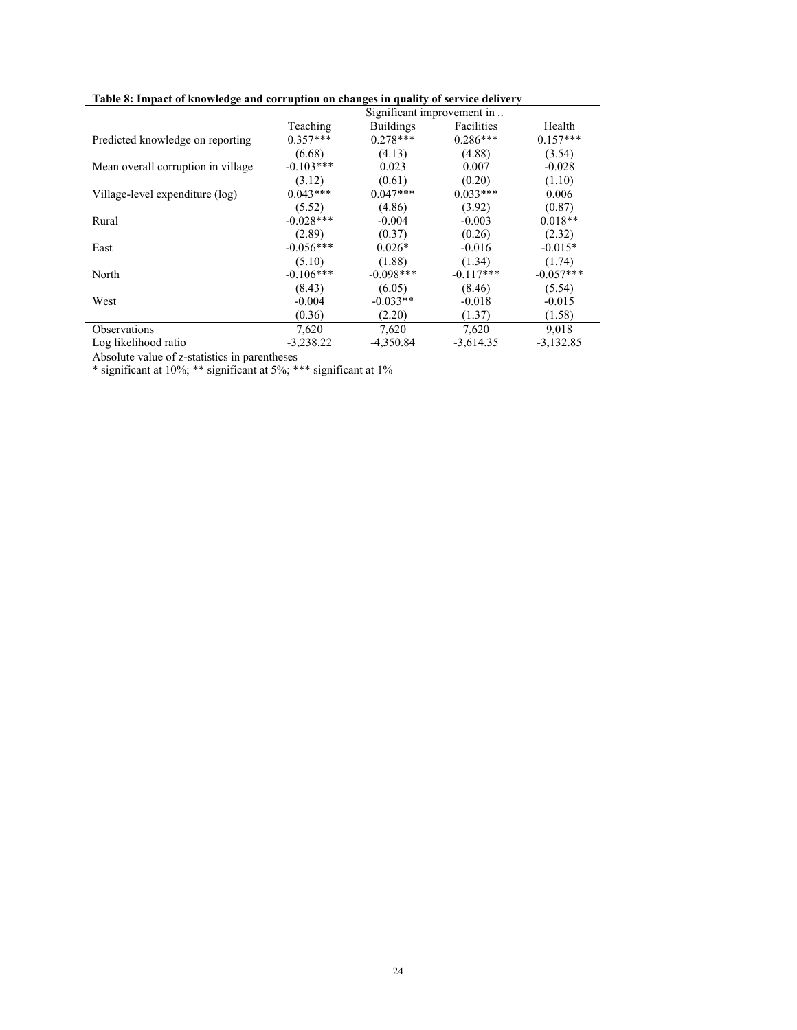**Table 8: Impact of knowledge and corruption on changes in quality of service delivery**

| | Significant improvement in .. | | | |
|---|---|---|---|---|
| | Teaching | Buildings | Facilities | Health |
| Predicted knowledge on reporting | 0.357*** | 0.278*** | 0.286*** | 0.157*** |
| | (6.68) | (4.13) | (4.88) | (3.54) |
| Mean overall corruption in village | -0.103*** | 0.023 | 0.007 | -0.028 |
| | (3.12) | (0.61) | (0.20) | (1.10) |
| Village-level expenditure (log) | 0.043*** | 0.047*** | 0.033*** | 0.006 |
| | (5.52) | (4.86) | (3.92) | (0.87) |
| Rural | -0.028*** | -0.004 | -0.003 | 0.018** |
| | (2.89) | (0.37) | (0.26) | (2.32) |
| East | -0.056*** | 0.026* | -0.016 | -0.015* |
| | (5.10) | (1.88) | (1.34) | (1.74) |
| North | -0.106*** | -0.098*** | -0.117*** | -0.057*** |
| | (8.43) | (6.05) | (8.46) | (5.54) |
| West | -0.004 | -0.033** | -0.018 | -0.015 |
| | (0.36) | (2.20) | (1.37) | (1.58) |
| Observations | 7,620 | 7,620 | 7,620 | 9,018 |
| Log likelihood ratio | -3,238.22 | -4,350.84 | -3,614.35 | -3,132.85 |

Absolute value of z-statistics in parentheses

* significant at 10%; ** significant at 5%; *** significant at 1%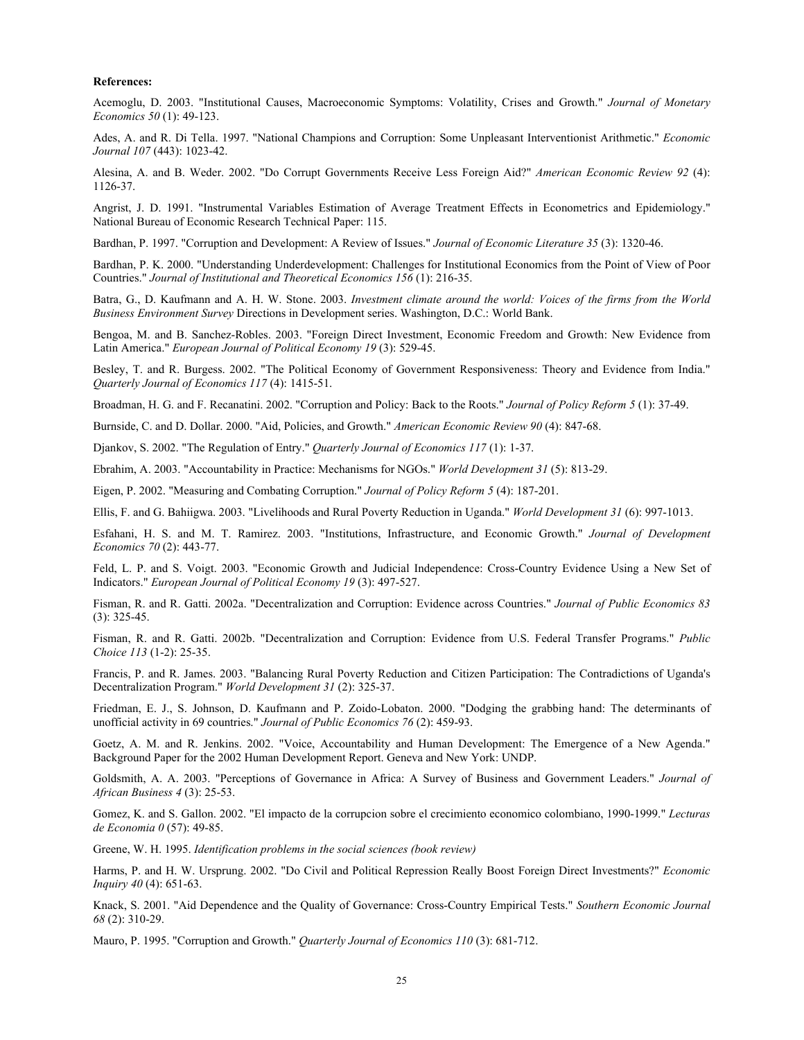**References:**

Acemoglu, D. 2003. "Institutional Causes, Macroeconomic Symptoms: Volatility, Crises and Growth." *Journal of Monetary Economics 50* (1): 49-123.

Ades, A. and R. Di Tella. 1997. "National Champions and Corruption: Some Unpleasant Interventionist Arithmetic." *Economic Journal 107* (443): 1023-42.

Alesina, A. and B. Weder. 2002. "Do Corrupt Governments Receive Less Foreign Aid?" *American Economic Review 92* (4): 1126-37.

Angrist, J. D. 1991. "Instrumental Variables Estimation of Average Treatment Effects in Econometrics and Epidemiology." National Bureau of Economic Research Technical Paper: 115.

Bardhan, P. 1997. "Corruption and Development: A Review of Issues." *Journal of Economic Literature 35* (3): 1320-46.

Bardhan, P. K. 2000. "Understanding Underdevelopment: Challenges for Institutional Economics from the Point of View of Poor Countries." *Journal of Institutional and Theoretical Economics 156* (1): 216-35.

Batra, G., D. Kaufmann and A. H. W. Stone. 2003. *Investment climate around the world: Voices of the firms from the World Business Environment Survey* Directions in Development series. Washington, D.C.: World Bank.

Bengoa, M. and B. Sanchez-Robles. 2003. "Foreign Direct Investment, Economic Freedom and Growth: New Evidence from Latin America." *European Journal of Political Economy 19* (3): 529-45.

Besley, T. and R. Burgess. 2002. "The Political Economy of Government Responsiveness: Theory and Evidence from India." *Quarterly Journal of Economics 117* (4): 1415-51.

Broadman, H. G. and F. Recanatini. 2002. "Corruption and Policy: Back to the Roots." *Journal of Policy Reform 5* (1): 37-49.

Burnside, C. and D. Dollar. 2000. "Aid, Policies, and Growth." *American Economic Review 90* (4): 847-68.

Djankov, S. 2002. "The Regulation of Entry." *Quarterly Journal of Economics 117* (1): 1-37.

Ebrahim, A. 2003. "Accountability in Practice: Mechanisms for NGOs." *World Development 31* (5): 813-29.

Eigen, P. 2002. "Measuring and Combating Corruption." *Journal of Policy Reform 5* (4): 187-201.

Ellis, F. and G. Bahiigwa. 2003. "Livelihoods and Rural Poverty Reduction in Uganda." *World Development 31* (6): 997-1013.

Esfahani, H. S. and M. T. Ramirez. 2003. "Institutions, Infrastructure, and Economic Growth." *Journal of Development Economics 70* (2): 443-77.

Feld, L. P. and S. Voigt. 2003. "Economic Growth and Judicial Independence: Cross-Country Evidence Using a New Set of Indicators." *European Journal of Political Economy 19* (3): 497-527.

Fisman, R. and R. Gatti. 2002a. "Decentralization and Corruption: Evidence across Countries." *Journal of Public Economics 83* (3): 325-45.

Fisman, R. and R. Gatti. 2002b. "Decentralization and Corruption: Evidence from U.S. Federal Transfer Programs." *Public Choice 113* (1-2): 25-35.

Francis, P. and R. James. 2003. "Balancing Rural Poverty Reduction and Citizen Participation: The Contradictions of Uganda's Decentralization Program." *World Development 31* (2): 325-37.

Friedman, E. J., S. Johnson, D. Kaufmann and P. Zoido-Lobaton. 2000. "Dodging the grabbing hand: The determinants of unofficial activity in 69 countries." *Journal of Public Economics 76* (2): 459-93.

Goetz, A. M. and R. Jenkins. 2002. "Voice, Accountability and Human Development: The Emergence of a New Agenda." Background Paper for the 2002 Human Development Report. Geneva and New York: UNDP.

Goldsmith, A. A. 2003. "Perceptions of Governance in Africa: A Survey of Business and Government Leaders." *Journal of African Business 4* (3): 25-53.

Gomez, K. and S. Gallon. 2002. "El impacto de la corrupcion sobre el crecimiento economico colombiano, 1990-1999." *Lecturas de Economia 0* (57): 49-85.

Greene, W. H. 1995. *Identification problems in the social sciences (book review)*

Harms, P. and H. W. Ursprung. 2002. "Do Civil and Political Repression Really Boost Foreign Direct Investments?" *Economic Inquiry 40* (4): 651-63.

Knack, S. 2001. "Aid Dependence and the Quality of Governance: Cross-Country Empirical Tests." *Southern Economic Journal 68* (2): 310-29.

Mauro, P. 1995. "Corruption and Growth." *Quarterly Journal of Economics 110* (3): 681-712.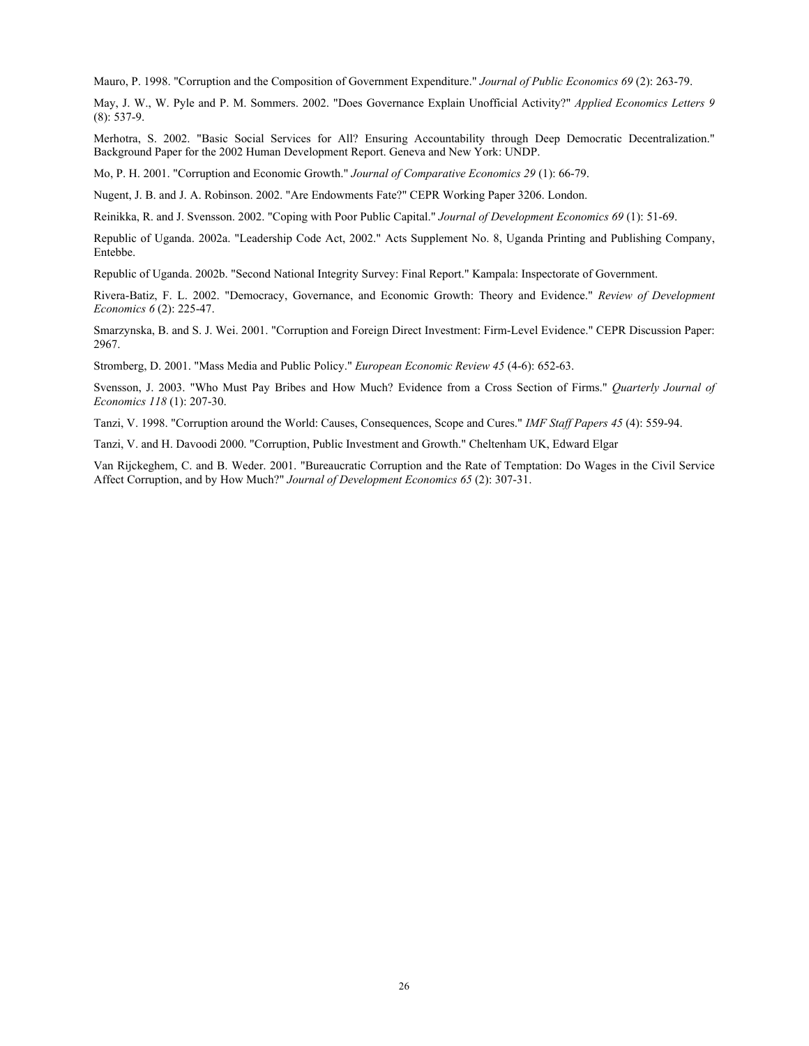Mauro, P. 1998. "Corruption and the Composition of Government Expenditure." *Journal of Public Economics 69* (2): 263-79.

May, J. W., W. Pyle and P. M. Sommers. 2002. "Does Governance Explain Unofficial Activity?" *Applied Economics Letters 9* (8): 537-9.

Merhotra, S. 2002. "Basic Social Services for All? Ensuring Accountability through Deep Democratic Decentralization." Background Paper for the 2002 Human Development Report. Geneva and New York: UNDP.

Mo, P. H. 2001. "Corruption and Economic Growth." *Journal of Comparative Economics 29* (1): 66-79.

Nugent, J. B. and J. A. Robinson. 2002. "Are Endowments Fate?" CEPR Working Paper 3206. London.

Reinikka, R. and J. Svensson. 2002. "Coping with Poor Public Capital." *Journal of Development Economics 69* (1): 51-69.

Republic of Uganda. 2002a. "Leadership Code Act, 2002." Acts Supplement No. 8, Uganda Printing and Publishing Company, Entebbe.

Republic of Uganda. 2002b. "Second National Integrity Survey: Final Report." Kampala: Inspectorate of Government.

Rivera-Batiz, F. L. 2002. "Democracy, Governance, and Economic Growth: Theory and Evidence." *Review of Development Economics 6* (2): 225-47.

Smarzynska, B. and S. J. Wei. 2001. "Corruption and Foreign Direct Investment: Firm-Level Evidence." CEPR Discussion Paper: 2967.

Stromberg, D. 2001. "Mass Media and Public Policy." *European Economic Review 45* (4-6): 652-63.

Svensson, J. 2003. "Who Must Pay Bribes and How Much? Evidence from a Cross Section of Firms." *Quarterly Journal of Economics 118* (1): 207-30.

Tanzi, V. 1998. "Corruption around the World: Causes, Consequences, Scope and Cures." *IMF Staff Papers 45* (4): 559-94.

Tanzi, V. and H. Davoodi 2000. "Corruption, Public Investment and Growth." Cheltenham UK, Edward Elgar

Van Rijckeghem, C. and B. Weder. 2001. "Bureaucratic Corruption and the Rate of Temptation: Do Wages in the Civil Service Affect Corruption, and by How Much?" *Journal of Development Economics 65* (2): 307-31.